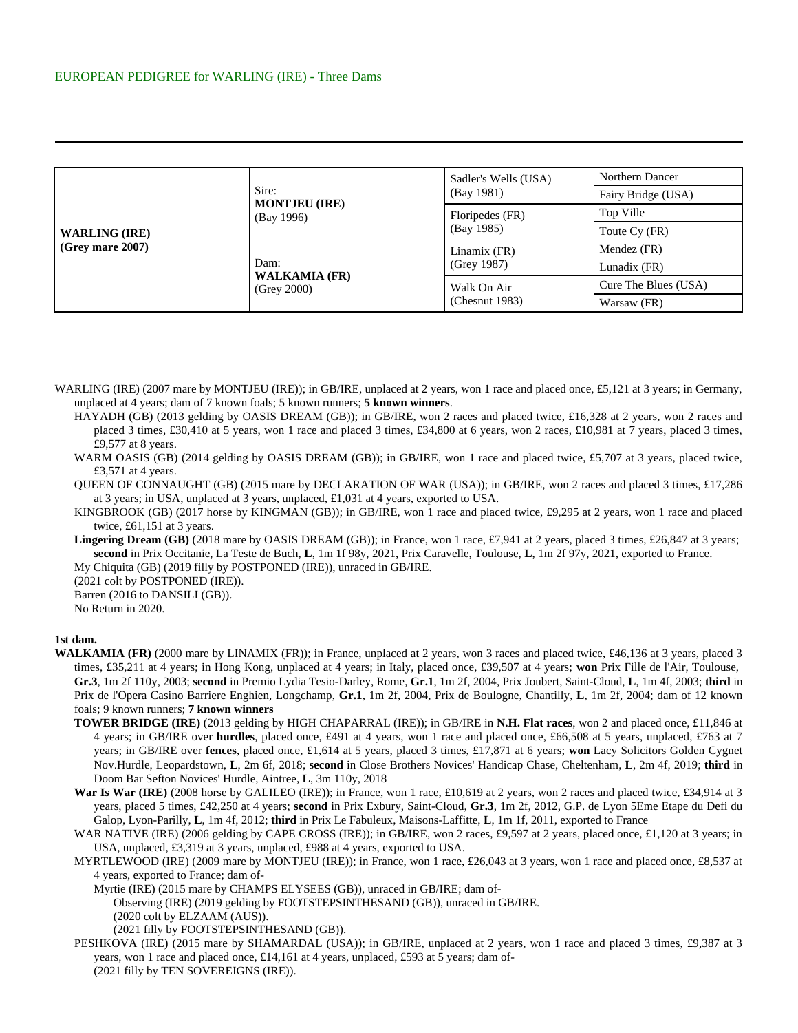EUROPEAN PEDIGREE for WARLING (IRE) - Three Dams

---

| | | | |
|---|---|---|---|
| **WARLING (IRE)** **(Grey mare 2007)** | Sire: **MONTJEU (IRE)** (Bay 1996) | Sadler's Wells (USA) (Bay 1981) | Northern Dancer |
| | | | Fairy Bridge (USA) |
| | | Floripedes (FR) (Bay 1985) | Top Ville |
| | | | Toute Cy (FR) |
| | Dam: **WALKAMIA (FR)** (Grey 2000) | Linamix (FR) (Grey 1987) | Mendez (FR) |
| | | | Lunadix (FR) |
| | | Walk On Air (Chesnut 1983) | Cure The Blues (USA) |
| | | | Warsaw (FR) |

WARLING (IRE) (2007 mare by MONTJEU (IRE)); in GB/IRE, unplaced at 2 years, won 1 race and placed once, £5,121 at 3 years; in Germany, unplaced at 4 years; dam of 7 known foals; 5 known runners; **5 known winners**.

HAYADH (GB) (2013 gelding by OASIS DREAM (GB)); in GB/IRE, won 2 races and placed twice, £16,328 at 2 years, won 2 races and placed 3 times, £30,410 at 5 years, won 1 race and placed 3 times, £34,800 at 6 years, won 2 races, £10,981 at 7 years, placed 3 times, £9,577 at 8 years.

WARM OASIS (GB) (2014 gelding by OASIS DREAM (GB)); in GB/IRE, won 1 race and placed twice, £5,707 at 3 years, placed twice, £3,571 at 4 years.

QUEEN OF CONNAUGHT (GB) (2015 mare by DECLARATION OF WAR (USA)); in GB/IRE, won 2 races and placed 3 times, £17,286 at 3 years; in USA, unplaced at 3 years, unplaced, £1,031 at 4 years, exported to USA.

KINGBROOK (GB) (2017 horse by KINGMAN (GB)); in GB/IRE, won 1 race and placed twice, £9,295 at 2 years, won 1 race and placed twice, £61,151 at 3 years.

**Lingering Dream (GB)** (2018 mare by OASIS DREAM (GB)); in France, won 1 race, £7,941 at 2 years, placed 3 times, £26,847 at 3 years; **second** in Prix Occitanie, La Teste de Buch, **L**, 1m 1f 98y, 2021, Prix Caravelle, Toulouse, **L**, 1m 2f 97y, 2021, exported to France.

My Chiquita (GB) (2019 filly by POSTPONED (IRE)), unraced in GB/IRE.

(2021 colt by POSTPONED (IRE)).

Barren (2016 to DANSILI (GB)).

No Return in 2020.

**1st dam.**

**WALKAMIA (FR)** (2000 mare by LINAMIX (FR)); in France, unplaced at 2 years, won 3 races and placed twice, £46,136 at 3 years, placed 3 times, £35,211 at 4 years; in Hong Kong, unplaced at 4 years; in Italy, placed once, £39,507 at 4 years; **won** Prix Fille de l'Air, Toulouse, **Gr.3**, 1m 2f 110y, 2003; **second** in Premio Lydia Tesio-Darley, Rome, **Gr.1**, 1m 2f, 2004, Prix Joubert, Saint-Cloud, **L**, 1m 4f, 2003; **third** in Prix de l'Opera Casino Barriere Enghien, Longchamp, **Gr.1**, 1m 2f, 2004, Prix de Boulogne, Chantilly, **L**, 1m 2f, 2004; dam of 12 known foals; 9 known runners; **7 known winners**

**TOWER BRIDGE (IRE)** (2013 gelding by HIGH CHAPARRAL (IRE)); in GB/IRE in **N.H. Flat races**, won 2 and placed once, £11,846 at 4 years; in GB/IRE over **hurdles**, placed once, £491 at 4 years, won 1 race and placed once, £66,508 at 5 years, unplaced, £763 at 7 years; in GB/IRE over **fences**, placed once, £1,614 at 5 years, placed 3 times, £17,871 at 6 years; **won** Lacy Solicitors Golden Cygnet Nov.Hurdle, Leopardstown, **L**, 2m 6f, 2018; **second** in Close Brothers Novices' Handicap Chase, Cheltenham, **L**, 2m 4f, 2019; **third** in Doom Bar Sefton Novices' Hurdle, Aintree, **L**, 3m 110y, 2018

**War Is War (IRE)** (2008 horse by GALILEO (IRE)); in France, won 1 race, £10,619 at 2 years, won 2 races and placed twice, £34,914 at 3 years, placed 5 times, £42,250 at 4 years; **second** in Prix Exbury, Saint-Cloud, **Gr.3**, 1m 2f, 2012, G.P. de Lyon 5Eme Etape du Defi du Galop, Lyon-Parilly, **L**, 1m 4f, 2012; **third** in Prix Le Fabuleux, Maisons-Laffitte, **L**, 1m 1f, 2011, exported to France

WAR NATIVE (IRE) (2006 gelding by CAPE CROSS (IRE)); in GB/IRE, won 2 races, £9,597 at 2 years, placed once, £1,120 at 3 years; in USA, unplaced, £3,319 at 3 years, unplaced, £988 at 4 years, exported to USA.

MYRTLEWOOD (IRE) (2009 mare by MONTJEU (IRE)); in France, won 1 race, £26,043 at 3 years, won 1 race and placed once, £8,537 at 4 years, exported to France; dam of-

Myrtie (IRE) (2015 mare by CHAMPS ELYSEES (GB)), unraced in GB/IRE; dam of-

Observing (IRE) (2019 gelding by FOOTSTEPSINTHESAND (GB)), unraced in GB/IRE.

(2020 colt by ELZAAM (AUS)).

(2021 filly by FOOTSTEPSINTHESAND (GB)).

PESHKOVA (IRE) (2015 mare by SHAMARDAL (USA)); in GB/IRE, unplaced at 2 years, won 1 race and placed 3 times, £9,387 at 3 years, won 1 race and placed once, £14,161 at 4 years, unplaced, £593 at 5 years; dam of-

(2021 filly by TEN SOVEREIGNS (IRE)).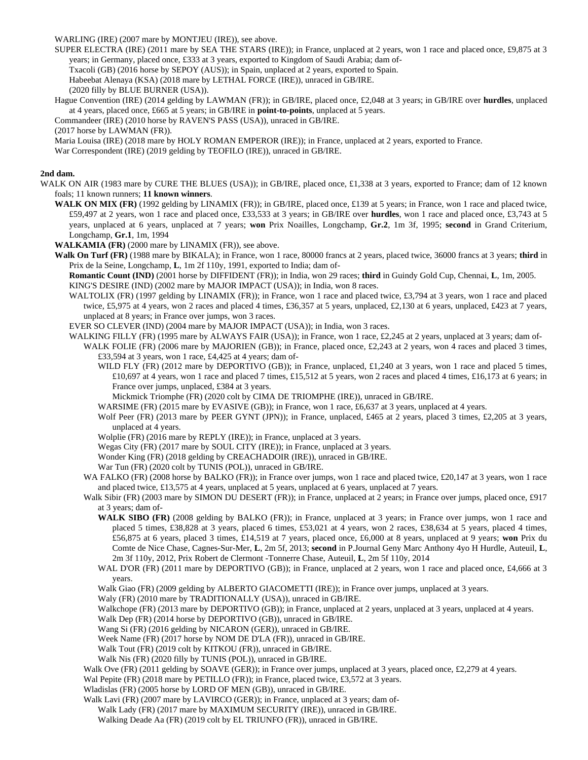WARLING (IRE) (2007 mare by MONTJEU (IRE)), see above.

SUPER ELECTRA (IRE) (2011 mare by SEA THE STARS (IRE)); in France, unplaced at 2 years, won 1 race and placed once, £9,875 at 3 years; in Germany, placed once, £333 at 3 years, exported to Kingdom of Saudi Arabia; dam of-

Txacoli (GB) (2016 horse by SEPOY (AUS)); in Spain, unplaced at 2 years, exported to Spain.

Habeebat Alenaya (KSA) (2018 mare by LETHAL FORCE (IRE)), unraced in GB/IRE.

(2020 filly by BLUE BURNER (USA)).

Hague Convention (IRE) (2014 gelding by LAWMAN (FR)); in GB/IRE, placed once, £2,048 at 3 years; in GB/IRE over **hurdles**, unplaced at 4 years, placed once, £665 at 5 years; in GB/IRE in **point-to-points**, unplaced at 5 years.

Commandeer (IRE) (2010 horse by RAVEN'S PASS (USA)), unraced in GB/IRE.

(2017 horse by LAWMAN (FR)).

Maria Louisa (IRE) (2018 mare by HOLY ROMAN EMPEROR (IRE)); in France, unplaced at 2 years, exported to France.

War Correspondent (IRE) (2019 gelding by TEOFILO (IRE)), unraced in GB/IRE.

**2nd dam.**

WALK ON AIR (1983 mare by CURE THE BLUES (USA)); in GB/IRE, placed once, £1,338 at 3 years, exported to France; dam of 12 known foals; 11 known runners; **11 known winners**.

**WALK ON MIX (FR)** (1992 gelding by LINAMIX (FR)); in GB/IRE, placed once, £139 at 5 years; in France, won 1 race and placed twice, £59,497 at 2 years, won 1 race and placed once, £33,533 at 3 years; in GB/IRE over **hurdles**, won 1 race and placed once, £3,743 at 5 years, unplaced at 6 years, unplaced at 7 years; **won** Prix Noailles, Longchamp, **Gr.2**, 1m 3f, 1995; **second** in Grand Criterium, Longchamp, **Gr.1**, 1m, 1994

**WALKAMIA (FR)** (2000 mare by LINAMIX (FR)), see above.

**Walk On Turf (FR)** (1988 mare by BIKALA); in France, won 1 race, 80000 francs at 2 years, placed twice, 36000 francs at 3 years; **third** in Prix de la Seine, Longchamp, **L**, 1m 2f 110y, 1991, exported to India; dam of-

**Romantic Count (IND)** (2001 horse by DIFFIDENT (FR)); in India, won 29 races; **third** in Guindy Gold Cup, Chennai, **L**, 1m, 2005.

KING'S DESIRE (IND) (2002 mare by MAJOR IMPACT (USA)); in India, won 8 races.

WALTOLIX (FR) (1997 gelding by LINAMIX (FR)); in France, won 1 race and placed twice, £3,794 at 3 years, won 1 race and placed twice, £5,975 at 4 years, won 2 races and placed 4 times, £36,357 at 5 years, unplaced, £2,130 at 6 years, unplaced, £423 at 7 years, unplaced at 8 years; in France over jumps, won 3 races.

EVER SO CLEVER (IND) (2004 mare by MAJOR IMPACT (USA)); in India, won 3 races.

WALKING FILLY (FR) (1995 mare by ALWAYS FAIR (USA)); in France, won 1 race, £2,245 at 2 years, unplaced at 3 years; dam of-

WALK FOLIE (FR) (2006 mare by MAJORIEN (GB)); in France, placed once, £2,243 at 2 years, won 4 races and placed 3 times, £33,594 at 3 years, won 1 race, £4,425 at 4 years; dam of-

WILD FLY (FR) (2012 mare by DEPORTIVO (GB)); in France, unplaced, £1,240 at 3 years, won 1 race and placed 5 times, £10,697 at 4 years, won 1 race and placed 7 times, £15,512 at 5 years, won 2 races and placed 4 times, £16,173 at 6 years; in France over jumps, unplaced, £384 at 3 years.

Mickmick Triomphe (FR) (2020 colt by CIMA DE TRIOMPHE (IRE)), unraced in GB/IRE.

WARSIME (FR) (2015 mare by EVASIVE (GB)); in France, won 1 race, £6,637 at 3 years, unplaced at 4 years.

Wolf Peer (FR) (2013 mare by PEER GYNT (JPN)); in France, unplaced, £465 at 2 years, placed 3 times, £2,205 at 3 years, unplaced at 4 years.

Wolplie (FR) (2016 mare by REPLY (IRE)); in France, unplaced at 3 years.

Wegas City (FR) (2017 mare by SOUL CITY (IRE)); in France, unplaced at 3 years.

Wonder King (FR) (2018 gelding by CREACHADOIR (IRE)), unraced in GB/IRE.

War Tun (FR) (2020 colt by TUNIS (POL)), unraced in GB/IRE.

WA FALKO (FR) (2008 horse by BALKO (FR)); in France over jumps, won 1 race and placed twice, £20,147 at 3 years, won 1 race and placed twice, £13,575 at 4 years, unplaced at 5 years, unplaced at 6 years, unplaced at 7 years.

Walk Sibir (FR) (2003 mare by SIMON DU DESERT (FR)); in France, unplaced at 2 years; in France over jumps, placed once, £917 at 3 years; dam of-

**WALK SIBO (FR)** (2008 gelding by BALKO (FR)); in France, unplaced at 3 years; in France over jumps, won 1 race and placed 5 times, £38,828 at 3 years, placed 6 times, £53,021 at 4 years, won 2 races, £38,634 at 5 years, placed 4 times, £56,875 at 6 years, placed 3 times, £14,519 at 7 years, placed once, £6,000 at 8 years, unplaced at 9 years; **won** Prix du Comte de Nice Chase, Cagnes-Sur-Mer, **L**, 2m 5f, 2013; **second** in P.Journal Geny Marc Anthony 4yo H Hurdle, Auteuil, **L**, 2m 3f 110y, 2012, Prix Robert de Clermont -Tonnerre Chase, Auteuil, **L**, 2m 5f 110y, 2014

WAL D'OR (FR) (2011 mare by DEPORTIVO (GB)); in France, unplaced at 2 years, won 1 race and placed once, £4,666 at 3 years.

Walk Giao (FR) (2009 gelding by ALBERTO GIACOMETTI (IRE)); in France over jumps, unplaced at 3 years.

Waly (FR) (2010 mare by TRADITIONALLY (USA)), unraced in GB/IRE.

Walkchope (FR) (2013 mare by DEPORTIVO (GB)); in France, unplaced at 2 years, unplaced at 3 years, unplaced at 4 years.

Walk Dep (FR) (2014 horse by DEPORTIVO (GB)), unraced in GB/IRE.

Wang Si (FR) (2016 gelding by NICARON (GER)), unraced in GB/IRE.

Week Name (FR) (2017 horse by NOM DE D'LA (FR)), unraced in GB/IRE.

Walk Tout (FR) (2019 colt by KITKOU (FR)), unraced in GB/IRE.

Walk Nis (FR) (2020 filly by TUNIS (POL)), unraced in GB/IRE.

Walk Ove (FR) (2011 gelding by SOAVE (GER)); in France over jumps, unplaced at 3 years, placed once, £2,279 at 4 years.

Wal Pepite (FR) (2018 mare by PETILLO (FR)); in France, placed twice, £3,572 at 3 years.

Wladislas (FR) (2005 horse by LORD OF MEN (GB)), unraced in GB/IRE.

Walk Lavi (FR) (2007 mare by LAVIRCO (GER)); in France, unplaced at 3 years; dam of-

Walk Lady (FR) (2017 mare by MAXIMUM SECURITY (IRE)), unraced in GB/IRE.

Walking Deade Aa (FR) (2019 colt by EL TRIUNFO (FR)), unraced in GB/IRE.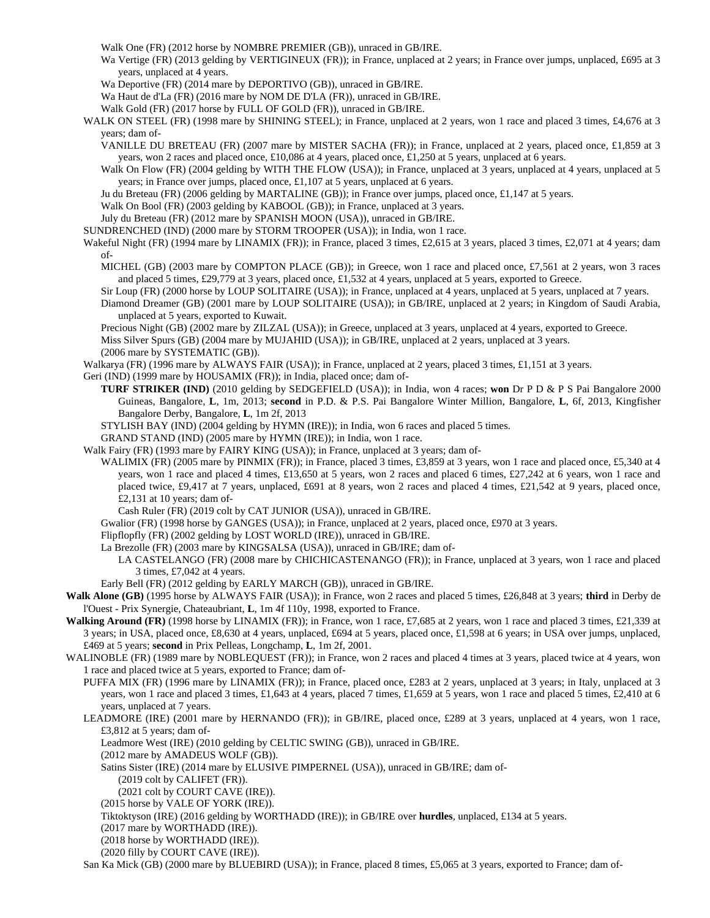Walk One (FR) (2012 horse by NOMBRE PREMIER (GB)), unraced in GB/IRE.

Wa Vertige (FR) (2013 gelding by VERTIGINEUX (FR)); in France, unplaced at 2 years; in France over jumps, unplaced, £695 at 3 years, unplaced at 4 years.

Wa Deportive (FR) (2014 mare by DEPORTIVO (GB)), unraced in GB/IRE.

Wa Haut de d'La (FR) (2016 mare by NOM DE D'LA (FR)), unraced in GB/IRE.

Walk Gold (FR) (2017 horse by FULL OF GOLD (FR)), unraced in GB/IRE.

WALK ON STEEL (FR) (1998 mare by SHINING STEEL); in France, unplaced at 2 years, won 1 race and placed 3 times, £4,676 at 3 years; dam of-

VANILLE DU BRETEAU (FR) (2007 mare by MISTER SACHA (FR)); in France, unplaced at 2 years, placed once, £1,859 at 3 years, won 2 races and placed once, £10,086 at 4 years, placed once, £1,250 at 5 years, unplaced at 6 years.

Walk On Flow (FR) (2004 gelding by WITH THE FLOW (USA)); in France, unplaced at 3 years, unplaced at 4 years, unplaced at 5 years; in France over jumps, placed once, £1,107 at 5 years, unplaced at 6 years.

Ju du Breteau (FR) (2006 gelding by MARTALINE (GB)); in France over jumps, placed once, £1,147 at 5 years.

Walk On Bool (FR) (2003 gelding by KABOOL (GB)); in France, unplaced at 3 years.

July du Breteau (FR) (2012 mare by SPANISH MOON (USA)), unraced in GB/IRE.

SUNDRENCHED (IND) (2000 mare by STORM TROOPER (USA)); in India, won 1 race.

Wakeful Night (FR) (1994 mare by LINAMIX (FR)); in France, placed 3 times, £2,615 at 3 years, placed 3 times, £2,071 at 4 years; dam of-

MICHEL (GB) (2003 mare by COMPTON PLACE (GB)); in Greece, won 1 race and placed once, £7,561 at 2 years, won 3 races and placed 5 times, £29,779 at 3 years, placed once, £1,532 at 4 years, unplaced at 5 years, exported to Greece.

Sir Loup (FR) (2000 horse by LOUP SOLITAIRE (USA)); in France, unplaced at 4 years, unplaced at 5 years, unplaced at 7 years.

Diamond Dreamer (GB) (2001 mare by LOUP SOLITAIRE (USA)); in GB/IRE, unplaced at 2 years; in Kingdom of Saudi Arabia, unplaced at 5 years, exported to Kuwait.

Precious Night (GB) (2002 mare by ZILZAL (USA)); in Greece, unplaced at 3 years, unplaced at 4 years, exported to Greece.

Miss Silver Spurs (GB) (2004 mare by MUJAHID (USA)); in GB/IRE, unplaced at 2 years, unplaced at 3 years.

(2006 mare by SYSTEMATIC (GB)).

Walkarya (FR) (1996 mare by ALWAYS FAIR (USA)); in France, unplaced at 2 years, placed 3 times, £1,151 at 3 years.

Geri (IND) (1999 mare by HOUSAMIX (FR)); in India, placed once; dam of-

**TURF STRIKER (IND)** (2010 gelding by SEDGEFIELD (USA)); in India, won 4 races; **won** Dr P D & P S Pai Bangalore 2000 Guineas, Bangalore, **L**, 1m, 2013; **second** in P.D. & P.S. Pai Bangalore Winter Million, Bangalore, **L**, 6f, 2013, Kingfisher Bangalore Derby, Bangalore, **L**, 1m 2f, 2013

STYLISH BAY (IND) (2004 gelding by HYMN (IRE)); in India, won 6 races and placed 5 times.

GRAND STAND (IND) (2005 mare by HYMN (IRE)); in India, won 1 race.

Walk Fairy (FR) (1993 mare by FAIRY KING (USA)); in France, unplaced at 3 years; dam of-

WALIMIX (FR) (2005 mare by PINMIX (FR)); in France, placed 3 times, £3,859 at 3 years, won 1 race and placed once, £5,340 at 4 years, won 1 race and placed 4 times, £13,650 at 5 years, won 2 races and placed 6 times, £27,242 at 6 years, won 1 race and placed twice, £9,417 at 7 years, unplaced, £691 at 8 years, won 2 races and placed 4 times, £21,542 at 9 years, placed once, £2,131 at 10 years; dam of-

Cash Ruler (FR) (2019 colt by CAT JUNIOR (USA)), unraced in GB/IRE.

Gwalior (FR) (1998 horse by GANGES (USA)); in France, unplaced at 2 years, placed once, £970 at 3 years.

Flipflopfly (FR) (2002 gelding by LOST WORLD (IRE)), unraced in GB/IRE.

La Brezolle (FR) (2003 mare by KINGSALSA (USA)), unraced in GB/IRE; dam of-

LA CASTELANGO (FR) (2008 mare by CHICHICASTENANGO (FR)); in France, unplaced at 3 years, won 1 race and placed 3 times, £7,042 at 4 years.

Early Bell (FR) (2012 gelding by EARLY MARCH (GB)), unraced in GB/IRE.

**Walk Alone (GB)** (1995 horse by ALWAYS FAIR (USA)); in France, won 2 races and placed 5 times, £26,848 at 3 years; **third** in Derby de l'Ouest - Prix Synergie, Chateaubriant, **L**, 1m 4f 110y, 1998, exported to France.

**Walking Around (FR)** (1998 horse by LINAMIX (FR)); in France, won 1 race, £7,685 at 2 years, won 1 race and placed 3 times, £21,339 at 3 years; in USA, placed once, £8,630 at 4 years, unplaced, £694 at 5 years, placed once, £1,598 at 6 years; in USA over jumps, unplaced, £469 at 5 years; **second** in Prix Pelleas, Longchamp, **L**, 1m 2f, 2001.

WALINOBLE (FR) (1989 mare by NOBLEQUEST (FR)); in France, won 2 races and placed 4 times at 3 years, placed twice at 4 years, won 1 race and placed twice at 5 years, exported to France; dam of-

PUFFA MIX (FR) (1996 mare by LINAMIX (FR)); in France, placed once, £283 at 2 years, unplaced at 3 years; in Italy, unplaced at 3 years, won 1 race and placed 3 times, £1,643 at 4 years, placed 7 times, £1,659 at 5 years, won 1 race and placed 5 times, £2,410 at 6 years, unplaced at 7 years.

LEADMORE (IRE) (2001 mare by HERNANDO (FR)); in GB/IRE, placed once, £289 at 3 years, unplaced at 4 years, won 1 race, £3,812 at 5 years; dam of-

Leadmore West (IRE) (2010 gelding by CELTIC SWING (GB)), unraced in GB/IRE.

(2012 mare by AMADEUS WOLF (GB)).

Satins Sister (IRE) (2014 mare by ELUSIVE PIMPERNEL (USA)), unraced in GB/IRE; dam of-

(2019 colt by CALIFET (FR)).

(2021 colt by COURT CAVE (IRE)).

(2015 horse by VALE OF YORK (IRE)).

Tiktoktyson (IRE) (2016 gelding by WORTHADD (IRE)); in GB/IRE over **hurdles**, unplaced, £134 at 5 years.

(2017 mare by WORTHADD (IRE)).

(2018 horse by WORTHADD (IRE)).

(2020 filly by COURT CAVE (IRE)).

San Ka Mick (GB) (2000 mare by BLUEBIRD (USA)); in France, placed 8 times, £5,065 at 3 years, exported to France; dam of-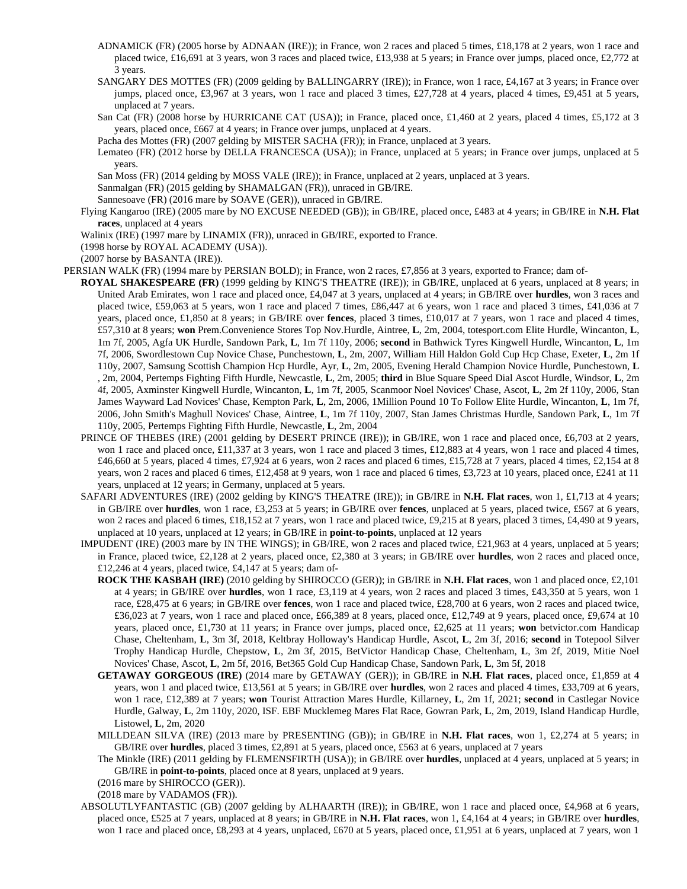ADNAMICK (FR) (2005 horse by ADNAAN (IRE)); in France, won 2 races and placed 5 times, £18,178 at 2 years, won 1 race and placed twice, £16,691 at 3 years, won 3 races and placed twice, £13,938 at 5 years; in France over jumps, placed once, £2,772 at 3 years.

SANGARY DES MOTTES (FR) (2009 gelding by BALLINGARRY (IRE)); in France, won 1 race, £4,167 at 3 years; in France over jumps, placed once, £3,967 at 3 years, won 1 race and placed 3 times, £27,728 at 4 years, placed 4 times, £9,451 at 5 years, unplaced at 7 years.

San Cat (FR) (2008 horse by HURRICANE CAT (USA)); in France, placed once, £1,460 at 2 years, placed 4 times, £5,172 at 3 years, placed once, £667 at 4 years; in France over jumps, unplaced at 4 years.

Pacha des Mottes (FR) (2007 gelding by MISTER SACHA (FR)); in France, unplaced at 3 years.

Lemateo (FR) (2012 horse by DELLA FRANCESCA (USA)); in France, unplaced at 5 years; in France over jumps, unplaced at 5 years.

San Moss (FR) (2014 gelding by MOSS VALE (IRE)); in France, unplaced at 2 years, unplaced at 3 years.

Sanmalgan (FR) (2015 gelding by SHAMALGAN (FR)), unraced in GB/IRE.

Sannesoave (FR) (2016 mare by SOAVE (GER)), unraced in GB/IRE.

Flying Kangaroo (IRE) (2005 mare by NO EXCUSE NEEDED (GB)); in GB/IRE, placed once, £483 at 4 years; in GB/IRE in **N.H. Flat races**, unplaced at 4 years

Walinix (IRE) (1997 mare by LINAMIX (FR)), unraced in GB/IRE, exported to France.

(1998 horse by ROYAL ACADEMY (USA)).

(2007 horse by BASANTA (IRE)).

PERSIAN WALK (FR) (1994 mare by PERSIAN BOLD); in France, won 2 races, £7,856 at 3 years, exported to France; dam of-

**ROYAL SHAKESPEARE (FR)** (1999 gelding by KING'S THEATRE (IRE)); in GB/IRE, unplaced at 6 years, unplaced at 8 years; in United Arab Emirates, won 1 race and placed once, £4,047 at 3 years, unplaced at 4 years; in GB/IRE over **hurdles**, won 3 races and placed twice, £59,063 at 5 years, won 1 race and placed 7 times, £86,447 at 6 years, won 1 race and placed 3 times, £41,036 at 7 years, placed once, £1,850 at 8 years; in GB/IRE over **fences**, placed 3 times, £10,017 at 7 years, won 1 race and placed 4 times, £57,310 at 8 years; **won** Prem.Convenience Stores Top Nov.Hurdle, Aintree, **L**, 2m, 2004, totesport.com Elite Hurdle, Wincanton, **L**, 1m 7f, 2005, Agfa UK Hurdle, Sandown Park, **L**, 1m 7f 110y, 2006; **second** in Bathwick Tyres Kingwell Hurdle, Wincanton, **L**, 1m 7f, 2006, Swordlestown Cup Novice Chase, Punchestown, **L**, 2m, 2007, William Hill Haldon Gold Cup Hcp Chase, Exeter, **L**, 2m 1f 110y, 2007, Samsung Scottish Champion Hcp Hurdle, Ayr, **L**, 2m, 2005, Evening Herald Champion Novice Hurdle, Punchestown, **L**, 2m, 2004, Pertemps Fighting Fifth Hurdle, Newcastle, **L**, 2m, 2005; **third** in Blue Square Speed Dial Ascot Hurdle, Windsor, **L**, 2m 4f, 2005, Axminster Kingwell Hurdle, Wincanton, **L**, 1m 7f, 2005, Scanmoor Noel Novices' Chase, Ascot, **L**, 2m 2f 110y, 2006, Stan James Wayward Lad Novices' Chase, Kempton Park, **L**, 2m, 2006, 1Million Pound 10 To Follow Elite Hurdle, Wincanton, **L**, 1m 7f, 2006, John Smith's Maghull Novices' Chase, Aintree, **L**, 1m 7f 110y, 2007, Stan James Christmas Hurdle, Sandown Park, **L**, 1m 7f 110y, 2005, Pertemps Fighting Fifth Hurdle, Newcastle, **L**, 2m, 2004

PRINCE OF THEBES (IRE) (2001 gelding by DESERT PRINCE (IRE)); in GB/IRE, won 1 race and placed once, £6,703 at 2 years, won 1 race and placed once, £11,337 at 3 years, won 1 race and placed 3 times, £12,883 at 4 years, won 1 race and placed 4 times, £46,660 at 5 years, placed 4 times, £7,924 at 6 years, won 2 races and placed 6 times, £15,728 at 7 years, placed 4 times, £2,154 at 8 years, won 2 races and placed 6 times, £12,458 at 9 years, won 1 race and placed 6 times, £3,723 at 10 years, placed once, £241 at 11 years, unplaced at 12 years; in Germany, unplaced at 5 years.

SAFARI ADVENTURES (IRE) (2002 gelding by KING'S THEATRE (IRE)); in GB/IRE in **N.H. Flat races**, won 1, £1,713 at 4 years; in GB/IRE over **hurdles**, won 1 race, £3,253 at 5 years; in GB/IRE over **fences**, unplaced at 5 years, placed twice, £567 at 6 years, won 2 races and placed 6 times, £18,152 at 7 years, won 1 race and placed twice, £9,215 at 8 years, placed 3 times, £4,490 at 9 years, unplaced at 10 years, unplaced at 12 years; in GB/IRE in **point-to-points**, unplaced at 12 years

IMPUDENT (IRE) (2003 mare by IN THE WINGS); in GB/IRE, won 2 races and placed twice, £21,963 at 4 years, unplaced at 5 years; in France, placed twice, £2,128 at 2 years, placed once, £2,380 at 3 years; in GB/IRE over **hurdles**, won 2 races and placed once, £12,246 at 4 years, placed twice, £4,147 at 5 years; dam of-

**ROCK THE KASBAH (IRE)** (2010 gelding by SHIROCCO (GER)); in GB/IRE in **N.H. Flat races**, won 1 and placed once, £2,101 at 4 years; in GB/IRE over **hurdles**, won 1 race, £3,119 at 4 years, won 2 races and placed 3 times, £43,350 at 5 years, won 1 race, £28,475 at 6 years; in GB/IRE over **fences**, won 1 race and placed twice, £28,700 at 6 years, won 2 races and placed twice, £36,023 at 7 years, won 1 race and placed once, £66,389 at 8 years, placed once, £12,749 at 9 years, placed once, £9,674 at 10 years, placed once, £1,730 at 11 years; in France over jumps, placed once, £2,625 at 11 years; **won** betvictor.com Handicap Chase, Cheltenham, **L**, 3m 3f, 2018, Keltbray Holloway's Handicap Hurdle, Ascot, **L**, 2m 3f, 2016; **second** in Totepool Silver Trophy Handicap Hurdle, Chepstow, **L**, 2m 3f, 2015, BetVictor Handicap Chase, Cheltenham, **L**, 3m 2f, 2019, Mitie Noel Novices' Chase, Ascot, **L**, 2m 5f, 2016, Bet365 Gold Cup Handicap Chase, Sandown Park, **L**, 3m 5f, 2018

**GETAWAY GORGEOUS (IRE)** (2014 mare by GETAWAY (GER)); in GB/IRE in **N.H. Flat races**, placed once, £1,859 at 4 years, won 1 and placed twice, £13,561 at 5 years; in GB/IRE over **hurdles**, won 2 races and placed 4 times, £33,709 at 6 years, won 1 race, £12,389 at 7 years; **won** Tourist Attraction Mares Hurdle, Killarney, **L**, 2m 1f, 2021; **second** in Castlegar Novice Hurdle, Galway, **L**, 2m 110y, 2020, ISF. EBF Mucklemeg Mares Flat Race, Gowran Park, **L**, 2m, 2019, Island Handicap Hurdle, Listowel, **L**, 2m, 2020

MILLDEAN SILVA (IRE) (2013 mare by PRESENTING (GB)); in GB/IRE in **N.H. Flat races**, won 1, £2,274 at 5 years; in GB/IRE over **hurdles**, placed 3 times, £2,891 at 5 years, placed once, £563 at 6 years, unplaced at 7 years

The Minkle (IRE) (2011 gelding by FLEMENSFIRTH (USA)); in GB/IRE over **hurdles**, unplaced at 4 years, unplaced at 5 years; in GB/IRE in **point-to-points**, placed once at 8 years, unplaced at 9 years.

(2016 mare by SHIROCCO (GER)).

(2018 mare by VADAMOS (FR)).

ABSOLUTLYFANTASTIC (GB) (2007 gelding by ALHAARTH (IRE)); in GB/IRE, won 1 race and placed once, £4,968 at 6 years, placed once, £525 at 7 years, unplaced at 8 years; in GB/IRE in **N.H. Flat races**, won 1, £4,164 at 4 years; in GB/IRE over **hurdles**, won 1 race and placed once, £8,293 at 4 years, unplaced, £670 at 5 years, placed once, £1,951 at 6 years, unplaced at 7 years, won 1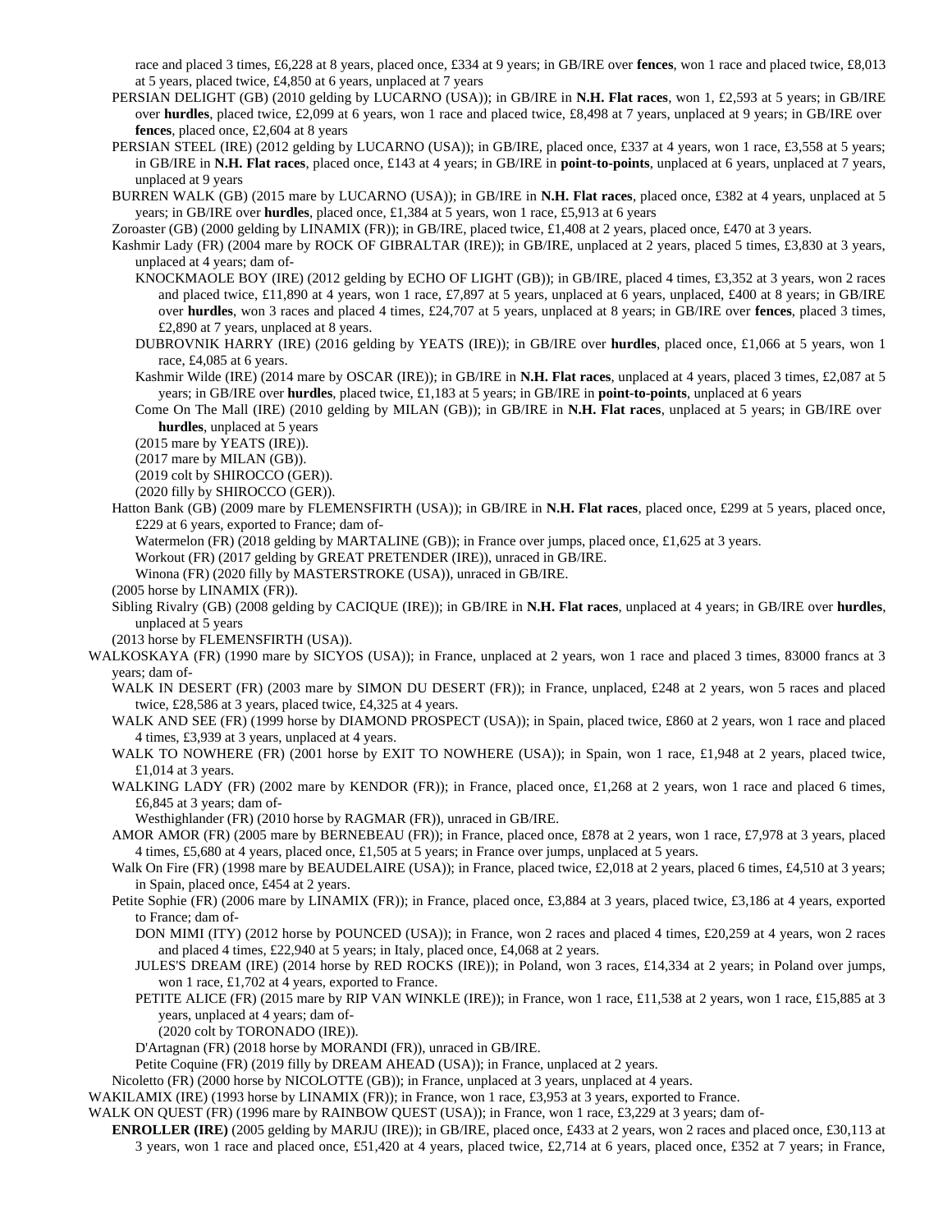race and placed 3 times, £6,228 at 8 years, placed once, £334 at 9 years; in GB/IRE over **fences**, won 1 race and placed twice, £8,013 at 5 years, placed twice, £4,850 at 6 years, unplaced at 7 years

PERSIAN DELIGHT (GB) (2010 gelding by LUCARNO (USA)); in GB/IRE in **N.H. Flat races**, won 1, £2,593 at 5 years; in GB/IRE over **hurdles**, placed twice, £2,099 at 6 years, won 1 race and placed twice, £8,498 at 7 years, unplaced at 9 years; in GB/IRE over **fences**, placed once, £2,604 at 8 years

PERSIAN STEEL (IRE) (2012 gelding by LUCARNO (USA)); in GB/IRE, placed once, £337 at 4 years, won 1 race, £3,558 at 5 years; in GB/IRE in **N.H. Flat races**, placed once, £143 at 4 years; in GB/IRE in **point-to-points**, unplaced at 6 years, unplaced at 7 years, unplaced at 9 years

BURREN WALK (GB) (2015 mare by LUCARNO (USA)); in GB/IRE in **N.H. Flat races**, placed once, £382 at 4 years, unplaced at 5 years; in GB/IRE over **hurdles**, placed once, £1,384 at 5 years, won 1 race, £5,913 at 6 years

Zoroaster (GB) (2000 gelding by LINAMIX (FR)); in GB/IRE, placed twice, £1,408 at 2 years, placed once, £470 at 3 years.

Kashmir Lady (FR) (2004 mare by ROCK OF GIBRALTAR (IRE)); in GB/IRE, unplaced at 2 years, placed 5 times, £3,830 at 3 years, unplaced at 4 years; dam of-

KNOCKMAOLE BOY (IRE) (2012 gelding by ECHO OF LIGHT (GB)); in GB/IRE, placed 4 times, £3,352 at 3 years, won 2 races and placed twice, £11,890 at 4 years, won 1 race, £7,897 at 5 years, unplaced at 6 years, unplaced, £400 at 8 years; in GB/IRE over **hurdles**, won 3 races and placed 4 times, £24,707 at 5 years, unplaced at 8 years; in GB/IRE over **fences**, placed 3 times, £2,890 at 7 years, unplaced at 8 years.

DUBROVNIK HARRY (IRE) (2016 gelding by YEATS (IRE)); in GB/IRE over **hurdles**, placed once, £1,066 at 5 years, won 1 race, £4,085 at 6 years.

Kashmir Wilde (IRE) (2014 mare by OSCAR (IRE)); in GB/IRE in **N.H. Flat races**, unplaced at 4 years, placed 3 times, £2,087 at 5 years; in GB/IRE over **hurdles**, placed twice, £1,183 at 5 years; in GB/IRE in **point-to-points**, unplaced at 6 years

Come On The Mall (IRE) (2010 gelding by MILAN (GB)); in GB/IRE in **N.H. Flat races**, unplaced at 5 years; in GB/IRE over **hurdles**, unplaced at 5 years

(2015 mare by YEATS (IRE)).

(2017 mare by MILAN (GB)).

(2019 colt by SHIROCCO (GER)).

(2020 filly by SHIROCCO (GER)).

Hatton Bank (GB) (2009 mare by FLEMENSFIRTH (USA)); in GB/IRE in **N.H. Flat races**, placed once, £299 at 5 years, placed once, £229 at 6 years, exported to France; dam of-

Watermelon (FR) (2018 gelding by MARTALINE (GB)); in France over jumps, placed once, £1,625 at 3 years.

Workout (FR) (2017 gelding by GREAT PRETENDER (IRE)), unraced in GB/IRE.

Winona (FR) (2020 filly by MASTERSTROKE (USA)), unraced in GB/IRE.

(2005 horse by LINAMIX (FR)).

Sibling Rivalry (GB) (2008 gelding by CACIQUE (IRE)); in GB/IRE in **N.H. Flat races**, unplaced at 4 years; in GB/IRE over **hurdles**, unplaced at 5 years

(2013 horse by FLEMENSFIRTH (USA)).

WALKOSKAYA (FR) (1990 mare by SICYOS (USA)); in France, unplaced at 2 years, won 1 race and placed 3 times, 83000 francs at 3 years; dam of-

WALK IN DESERT (FR) (2003 mare by SIMON DU DESERT (FR)); in France, unplaced, £248 at 2 years, won 5 races and placed twice, £28,586 at 3 years, placed twice, £4,325 at 4 years.

WALK AND SEE (FR) (1999 horse by DIAMOND PROSPECT (USA)); in Spain, placed twice, £860 at 2 years, won 1 race and placed 4 times, £3,939 at 3 years, unplaced at 4 years.

WALK TO NOWHERE (FR) (2001 horse by EXIT TO NOWHERE (USA)); in Spain, won 1 race, £1,948 at 2 years, placed twice, £1,014 at 3 years.

WALKING LADY (FR) (2002 mare by KENDOR (FR)); in France, placed once, £1,268 at 2 years, won 1 race and placed 6 times, £6,845 at 3 years; dam of-

Westhighlander (FR) (2010 horse by RAGMAR (FR)), unraced in GB/IRE.

AMOR AMOR (FR) (2005 mare by BERNEBEAU (FR)); in France, placed once, £878 at 2 years, won 1 race, £7,978 at 3 years, placed 4 times, £5,680 at 4 years, placed once, £1,505 at 5 years; in France over jumps, unplaced at 5 years.

Walk On Fire (FR) (1998 mare by BEAUDELAIRE (USA)); in France, placed twice, £2,018 at 2 years, placed 6 times, £4,510 at 3 years; in Spain, placed once, £454 at 2 years.

Petite Sophie (FR) (2006 mare by LINAMIX (FR)); in France, placed once, £3,884 at 3 years, placed twice, £3,186 at 4 years, exported to France; dam of-

DON MIMI (ITY) (2012 horse by POUNCED (USA)); in France, won 2 races and placed 4 times, £20,259 at 4 years, won 2 races and placed 4 times, £22,940 at 5 years; in Italy, placed once, £4,068 at 2 years.

JULES'S DREAM (IRE) (2014 horse by RED ROCKS (IRE)); in Poland, won 3 races, £14,334 at 2 years; in Poland over jumps, won 1 race, £1,702 at 4 years, exported to France.

PETITE ALICE (FR) (2015 mare by RIP VAN WINKLE (IRE)); in France, won 1 race, £11,538 at 2 years, won 1 race, £15,885 at 3 years, unplaced at 4 years; dam of-

(2020 colt by TORONADO (IRE)).

D'Artagnan (FR) (2018 horse by MORANDI (FR)), unraced in GB/IRE.

Petite Coquine (FR) (2019 filly by DREAM AHEAD (USA)); in France, unplaced at 2 years.

Nicoletto (FR) (2000 horse by NICOLOTTE (GB)); in France, unplaced at 3 years, unplaced at 4 years.

WAKILAMIX (IRE) (1993 horse by LINAMIX (FR)); in France, won 1 race, £3,953 at 3 years, exported to France.

WALK ON QUEST (FR) (1996 mare by RAINBOW QUEST (USA)); in France, won 1 race, £3,229 at 3 years; dam of-

**ENROLLER (IRE)** (2005 gelding by MARJU (IRE)); in GB/IRE, placed once, £433 at 2 years, won 2 races and placed once, £30,113 at 3 years, won 1 race and placed once, £51,420 at 4 years, placed twice, £2,714 at 6 years, placed once, £352 at 7 years; in France,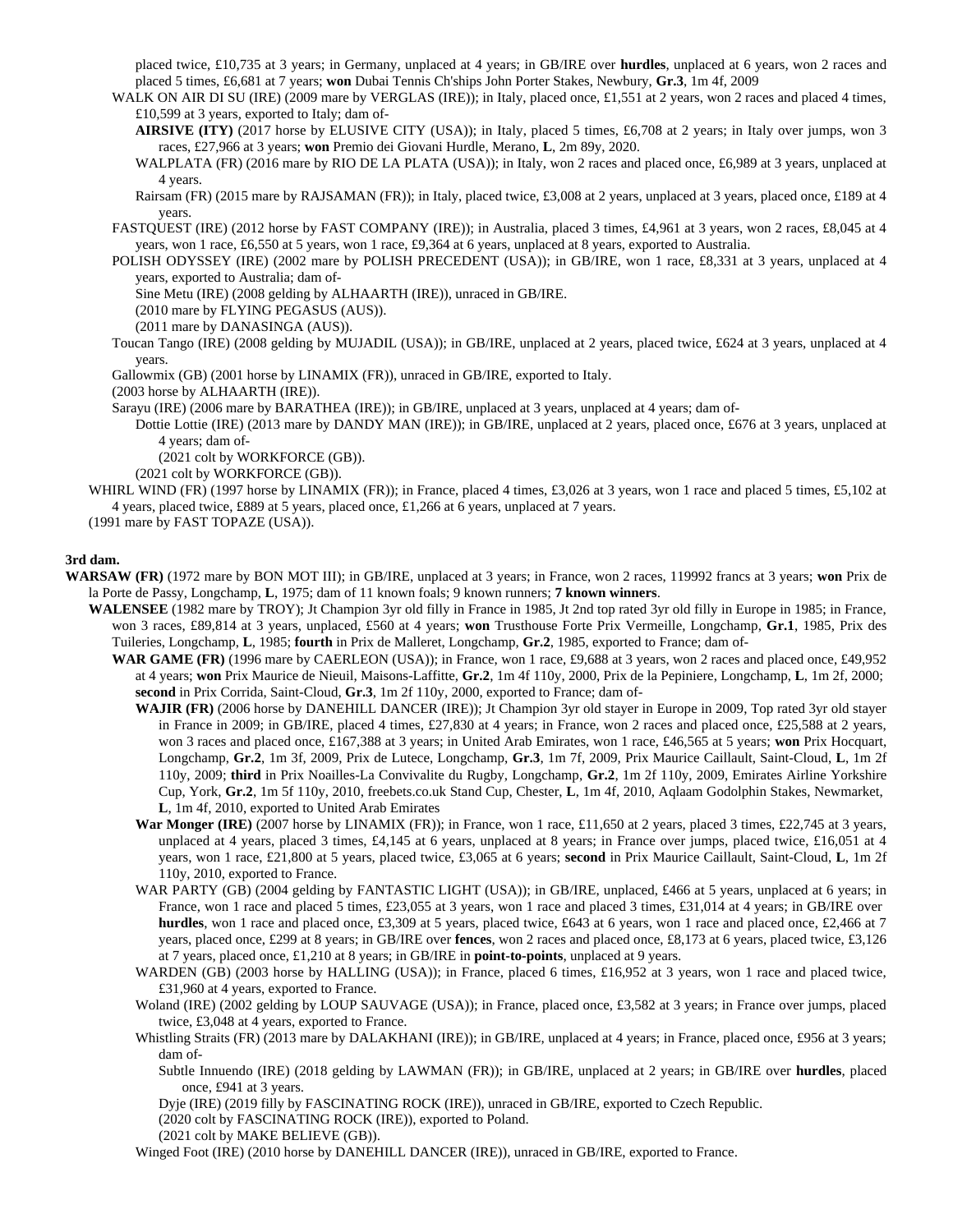placed twice, £10,735 at 3 years; in Germany, unplaced at 4 years; in GB/IRE over **hurdles**, unplaced at 6 years, won 2 races and placed 5 times, £6,681 at 7 years; **won** Dubai Tennis Ch'ships John Porter Stakes, Newbury, **Gr.3**, 1m 4f, 2009

WALK ON AIR DI SU (IRE) (2009 mare by VERGLAS (IRE)); in Italy, placed once, £1,551 at 2 years, won 2 races and placed 4 times, £10,599 at 3 years, exported to Italy; dam of-

**AIRSIVE (ITY)** (2017 horse by ELUSIVE CITY (USA)); in Italy, placed 5 times, £6,708 at 2 years; in Italy over jumps, won 3 races, £27,966 at 3 years; **won** Premio dei Giovani Hurdle, Merano, **L**, 2m 89y, 2020.

WALPLATA (FR) (2016 mare by RIO DE LA PLATA (USA)); in Italy, won 2 races and placed once, £6,989 at 3 years, unplaced at 4 years.

Rairsam (FR) (2015 mare by RAJSAMAN (FR)); in Italy, placed twice, £3,008 at 2 years, unplaced at 3 years, placed once, £189 at 4 years.

FASTQUEST (IRE) (2012 horse by FAST COMPANY (IRE)); in Australia, placed 3 times, £4,961 at 3 years, won 2 races, £8,045 at 4 years, won 1 race, £6,550 at 5 years, won 1 race, £9,364 at 6 years, unplaced at 8 years, exported to Australia.

POLISH ODYSSEY (IRE) (2002 mare by POLISH PRECEDENT (USA)); in GB/IRE, won 1 race, £8,331 at 3 years, unplaced at 4 years, exported to Australia; dam of-

Sine Metu (IRE) (2008 gelding by ALHAARTH (IRE)), unraced in GB/IRE.

(2010 mare by FLYING PEGASUS (AUS)).

(2011 mare by DANASINGA (AUS)).

Toucan Tango (IRE) (2008 gelding by MUJADIL (USA)); in GB/IRE, unplaced at 2 years, placed twice, £624 at 3 years, unplaced at 4 years.

Gallowmix (GB) (2001 horse by LINAMIX (FR)), unraced in GB/IRE, exported to Italy.

(2003 horse by ALHAARTH (IRE)).

Sarayu (IRE) (2006 mare by BARATHEA (IRE)); in GB/IRE, unplaced at 3 years, unplaced at 4 years; dam of-

Dottie Lottie (IRE) (2013 mare by DANDY MAN (IRE)); in GB/IRE, unplaced at 2 years, placed once, £676 at 3 years, unplaced at 4 years; dam of-

(2021 colt by WORKFORCE (GB)).

(2021 colt by WORKFORCE (GB)).

WHIRL WIND (FR) (1997 horse by LINAMIX (FR)); in France, placed 4 times, £3,026 at 3 years, won 1 race and placed 5 times, £5,102 at 4 years, placed twice, £889 at 5 years, placed once, £1,266 at 6 years, unplaced at 7 years.

(1991 mare by FAST TOPAZE (USA)).

**3rd dam.**

**WARSAW (FR)** (1972 mare by BON MOT III); in GB/IRE, unplaced at 3 years; in France, won 2 races, 119992 francs at 3 years; **won** Prix de la Porte de Passy, Longchamp, **L**, 1975; dam of 11 known foals; 9 known runners; **7 known winners**.

**WALENSEE** (1982 mare by TROY); Jt Champion 3yr old filly in France in 1985, Jt 2nd top rated 3yr old filly in Europe in 1985; in France, won 3 races, £89,814 at 3 years, unplaced, £560 at 4 years; **won** Trusthouse Forte Prix Vermeille, Longchamp, **Gr.1**, 1985, Prix des Tuileries, Longchamp, **L**, 1985; **fourth** in Prix de Malleret, Longchamp, **Gr.2**, 1985, exported to France; dam of-

**WAR GAME (FR)** (1996 mare by CAERLEON (USA)); in France, won 1 race, £9,688 at 3 years, won 2 races and placed once, £49,952 at 4 years; **won** Prix Maurice de Nieuil, Maisons-Laffitte, **Gr.2**, 1m 4f 110y, 2000, Prix de la Pepiniere, Longchamp, **L**, 1m 2f, 2000; **second** in Prix Corrida, Saint-Cloud, **Gr.3**, 1m 2f 110y, 2000, exported to France; dam of-

**WAJIR (FR)** (2006 horse by DANEHILL DANCER (IRE)); Jt Champion 3yr old stayer in Europe in 2009, Top rated 3yr old stayer in France in 2009; in GB/IRE, placed 4 times, £27,830 at 4 years; in France, won 2 races and placed once, £25,588 at 2 years, won 3 races and placed once, £167,388 at 3 years; in United Arab Emirates, won 1 race, £46,565 at 5 years; **won** Prix Hocquart, Longchamp, **Gr.2**, 1m 3f, 2009, Prix de Lutece, Longchamp, **Gr.3**, 1m 7f, 2009, Prix Maurice Caillault, Saint-Cloud, **L**, 1m 2f 110y, 2009; **third** in Prix Noailles-La Convivalite du Rugby, Longchamp, **Gr.2**, 1m 2f 110y, 2009, Emirates Airline Yorkshire Cup, York, **Gr.2**, 1m 5f 110y, 2010, freebets.co.uk Stand Cup, Chester, **L**, 1m 4f, 2010, Aqlaam Godolphin Stakes, Newmarket, **L**, 1m 4f, 2010, exported to United Arab Emirates

**War Monger (IRE)** (2007 horse by LINAMIX (FR)); in France, won 1 race, £11,650 at 2 years, placed 3 times, £22,745 at 3 years, unplaced at 4 years, placed 3 times, £4,145 at 6 years, unplaced at 8 years; in France over jumps, placed twice, £16,051 at 4 years, won 1 race, £21,800 at 5 years, placed twice, £3,065 at 6 years; **second** in Prix Maurice Caillault, Saint-Cloud, **L**, 1m 2f 110y, 2010, exported to France.

WAR PARTY (GB) (2004 gelding by FANTASTIC LIGHT (USA)); in GB/IRE, unplaced, £466 at 5 years, unplaced at 6 years; in France, won 1 race and placed 5 times, £23,055 at 3 years, won 1 race and placed 3 times, £31,014 at 4 years; in GB/IRE over **hurdles**, won 1 race and placed once, £3,309 at 5 years, placed twice, £643 at 6 years, won 1 race and placed once, £2,466 at 7 years, placed once, £299 at 8 years; in GB/IRE over **fences**, won 2 races and placed once, £8,173 at 6 years, placed twice, £3,126 at 7 years, placed once, £1,210 at 8 years; in GB/IRE in **point-to-points**, unplaced at 9 years.

WARDEN (GB) (2003 horse by HALLING (USA)); in France, placed 6 times, £16,952 at 3 years, won 1 race and placed twice, £31,960 at 4 years, exported to France.

Woland (IRE) (2002 gelding by LOUP SAUVAGE (USA)); in France, placed once, £3,582 at 3 years; in France over jumps, placed twice, £3,048 at 4 years, exported to France.

Whistling Straits (FR) (2013 mare by DALAKHANI (IRE)); in GB/IRE, unplaced at 4 years; in France, placed once, £956 at 3 years; dam of-

Subtle Innuendo (IRE) (2018 gelding by LAWMAN (FR)); in GB/IRE, unplaced at 2 years; in GB/IRE over **hurdles**, placed once, £941 at 3 years.

Dyje (IRE) (2019 filly by FASCINATING ROCK (IRE)), unraced in GB/IRE, exported to Czech Republic.

(2020 colt by FASCINATING ROCK (IRE)), exported to Poland.

(2021 colt by MAKE BELIEVE (GB)).

Winged Foot (IRE) (2010 horse by DANEHILL DANCER (IRE)), unraced in GB/IRE, exported to France.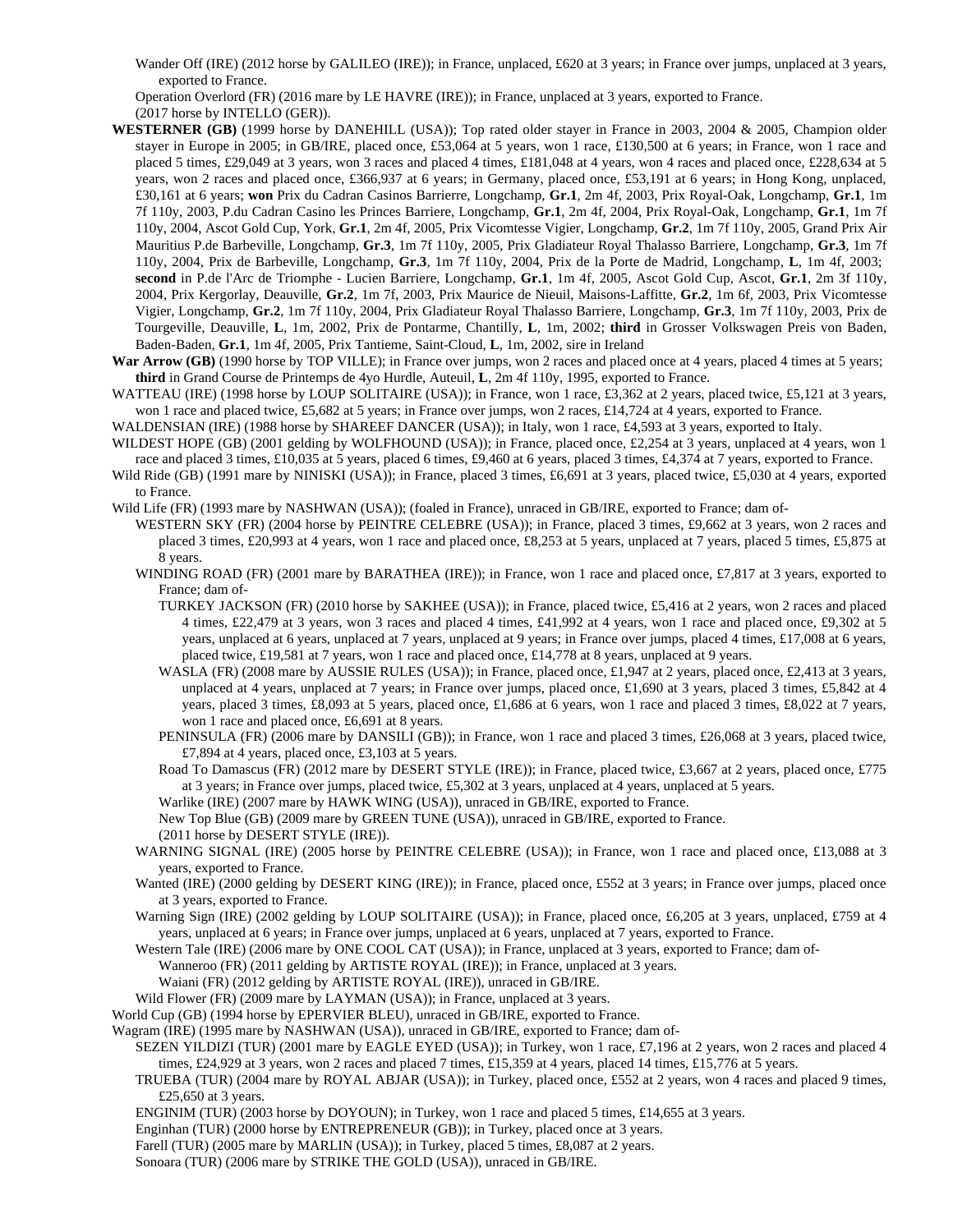Wander Off (IRE) (2012 horse by GALILEO (IRE)); in France, unplaced, £620 at 3 years; in France over jumps, unplaced at 3 years, exported to France.

Operation Overlord (FR) (2016 mare by LE HAVRE (IRE)); in France, unplaced at 3 years, exported to France.

(2017 horse by INTELLO (GER)).

**WESTERNER (GB)** (1999 horse by DANEHILL (USA)); Top rated older stayer in France in 2003, 2004 & 2005, Champion older stayer in Europe in 2005; in GB/IRE, placed once, £53,064 at 5 years, won 1 race, £130,500 at 6 years; in France, won 1 race and placed 5 times, £29,049 at 3 years, won 3 races and placed 4 times, £181,048 at 4 years, won 4 races and placed once, £228,634 at 5 years, won 2 races and placed once, £366,937 at 6 years; in Germany, placed once, £53,191 at 6 years; in Hong Kong, unplaced, £30,161 at 6 years; **won** Prix du Cadran Casinos Barrierre, Longchamp, **Gr.1**, 2m 4f, 2003, Prix Royal-Oak, Longchamp, **Gr.1**, 1m 7f 110y, 2003, P.du Cadran Casino les Princes Barriere, Longchamp, **Gr.1**, 2m 4f, 2004, Prix Royal-Oak, Longchamp, **Gr.1**, 1m 7f 110y, 2004, Ascot Gold Cup, York, **Gr.1**, 2m 4f, 2005, Prix Vicomtesse Vigier, Longchamp, **Gr.2**, 1m 7f 110y, 2005, Grand Prix Air Mauritius P.de Barbeville, Longchamp, **Gr.3**, 1m 7f 110y, 2005, Prix Gladiateur Royal Thalasso Barriere, Longchamp, **Gr.3**, 1m 7f 110y, 2004, Prix de Barbeville, Longchamp, **Gr.3**, 1m 7f 110y, 2004, Prix de la Porte de Madrid, Longchamp, **L**, 1m 4f, 2003; **second** in P.de l'Arc de Triomphe - Lucien Barriere, Longchamp, **Gr.1**, 1m 4f, 2005, Ascot Gold Cup, Ascot, **Gr.1**, 2m 3f 110y, 2004, Prix Kergorlay, Deauville, **Gr.2**, 1m 7f, 2003, Prix Maurice de Nieuil, Maisons-Laffitte, **Gr.2**, 1m 6f, 2003, Prix Vicomtesse Vigier, Longchamp, **Gr.2**, 1m 7f 110y, 2004, Prix Gladiateur Royal Thalasso Barriere, Longchamp, **Gr.3**, 1m 7f 110y, 2003, Prix de Tourgeville, Deauville, **L**, 1m, 2002, Prix de Pontarme, Chantilly, **L**, 1m, 2002; **third** in Grosser Volkswagen Preis von Baden, Baden-Baden, **Gr.1**, 1m 4f, 2005, Prix Tantieme, Saint-Cloud, **L**, 1m, 2002, sire in Ireland

**War Arrow (GB)** (1990 horse by TOP VILLE); in France over jumps, won 2 races and placed once at 4 years, placed 4 times at 5 years; **third** in Grand Course de Printemps de 4yo Hurdle, Auteuil, **L**, 2m 4f 110y, 1995, exported to France.

WATTEAU (IRE) (1998 horse by LOUP SOLITAIRE (USA)); in France, won 1 race, £3,362 at 2 years, placed twice, £5,121 at 3 years, won 1 race and placed twice, £5,682 at 5 years; in France over jumps, won 2 races, £14,724 at 4 years, exported to France.

WALDENSIAN (IRE) (1988 horse by SHAREEF DANCER (USA)); in Italy, won 1 race, £4,593 at 3 years, exported to Italy.

WILDEST HOPE (GB) (2001 gelding by WOLFHOUND (USA)); in France, placed once, £2,254 at 3 years, unplaced at 4 years, won 1 race and placed 3 times, £10,035 at 5 years, placed 6 times, £9,460 at 6 years, placed 3 times, £4,374 at 7 years, exported to France.

Wild Ride (GB) (1991 mare by NINISKI (USA)); in France, placed 3 times, £6,691 at 3 years, placed twice, £5,030 at 4 years, exported to France.

Wild Life (FR) (1993 mare by NASHWAN (USA)); (foaled in France), unraced in GB/IRE, exported to France; dam of-

WESTERN SKY (FR) (2004 horse by PEINTRE CELEBRE (USA)); in France, placed 3 times, £9,662 at 3 years, won 2 races and placed 3 times, £20,993 at 4 years, won 1 race and placed once, £8,253 at 5 years, unplaced at 7 years, placed 5 times, £5,875 at 8 years.

WINDING ROAD (FR) (2001 mare by BARATHEA (IRE)); in France, won 1 race and placed once, £7,817 at 3 years, exported to France; dam of-

TURKEY JACKSON (FR) (2010 horse by SAKHEE (USA)); in France, placed twice, £5,416 at 2 years, won 2 races and placed 4 times, £22,479 at 3 years, won 3 races and placed 4 times, £41,992 at 4 years, won 1 race and placed once, £9,302 at 5 years, unplaced at 6 years, unplaced at 7 years, unplaced at 9 years; in France over jumps, placed 4 times, £17,008 at 6 years, placed twice, £19,581 at 7 years, won 1 race and placed once, £14,778 at 8 years, unplaced at 9 years.

WASLA (FR) (2008 mare by AUSSIE RULES (USA)); in France, placed once, £1,947 at 2 years, placed once, £2,413 at 3 years, unplaced at 4 years, unplaced at 7 years; in France over jumps, placed once, £1,690 at 3 years, placed 3 times, £5,842 at 4 years, placed 3 times, £8,093 at 5 years, placed once, £1,686 at 6 years, won 1 race and placed 3 times, £8,022 at 7 years, won 1 race and placed once, £6,691 at 8 years.

PENINSULA (FR) (2006 mare by DANSILI (GB)); in France, won 1 race and placed 3 times, £26,068 at 3 years, placed twice, £7,894 at 4 years, placed once, £3,103 at 5 years.

Road To Damascus (FR) (2012 mare by DESERT STYLE (IRE)); in France, placed twice, £3,667 at 2 years, placed once, £775 at 3 years; in France over jumps, placed twice, £5,302 at 3 years, unplaced at 4 years, unplaced at 5 years.

Warlike (IRE) (2007 mare by HAWK WING (USA)), unraced in GB/IRE, exported to France.

New Top Blue (GB) (2009 mare by GREEN TUNE (USA)), unraced in GB/IRE, exported to France.

(2011 horse by DESERT STYLE (IRE)).

WARNING SIGNAL (IRE) (2005 horse by PEINTRE CELEBRE (USA)); in France, won 1 race and placed once, £13,088 at 3 years, exported to France.

Wanted (IRE) (2000 gelding by DESERT KING (IRE)); in France, placed once, £552 at 3 years; in France over jumps, placed once at 3 years, exported to France.

Warning Sign (IRE) (2002 gelding by LOUP SOLITAIRE (USA)); in France, placed once, £6,205 at 3 years, unplaced, £759 at 4 years, unplaced at 6 years; in France over jumps, unplaced at 6 years, unplaced at 7 years, exported to France.

Western Tale (IRE) (2006 mare by ONE COOL CAT (USA)); in France, unplaced at 3 years, exported to France; dam of-

Wanneroo (FR) (2011 gelding by ARTISTE ROYAL (IRE)); in France, unplaced at 3 years.

Waiani (FR) (2012 gelding by ARTISTE ROYAL (IRE)), unraced in GB/IRE.

Wild Flower (FR) (2009 mare by LAYMAN (USA)); in France, unplaced at 3 years.

World Cup (GB) (1994 horse by EPERVIER BLEU), unraced in GB/IRE, exported to France.

Wagram (IRE) (1995 mare by NASHWAN (USA)), unraced in GB/IRE, exported to France; dam of-

SEZEN YILDIZI (TUR) (2001 mare by EAGLE EYED (USA)); in Turkey, won 1 race, £7,196 at 2 years, won 2 races and placed 4 times, £24,929 at 3 years, won 2 races and placed 7 times, £15,359 at 4 years, placed 14 times, £15,776 at 5 years.

TRUEBA (TUR) (2004 mare by ROYAL ABJAR (USA)); in Turkey, placed once, £552 at 2 years, won 4 races and placed 9 times, £25,650 at 3 years.

ENGINIM (TUR) (2003 horse by DOYOUN); in Turkey, won 1 race and placed 5 times, £14,655 at 3 years.

Enginhan (TUR) (2000 horse by ENTREPRENEUR (GB)); in Turkey, placed once at 3 years.

Farell (TUR) (2005 mare by MARLIN (USA)); in Turkey, placed 5 times, £8,087 at 2 years.

Sonoara (TUR) (2006 mare by STRIKE THE GOLD (USA)), unraced in GB/IRE.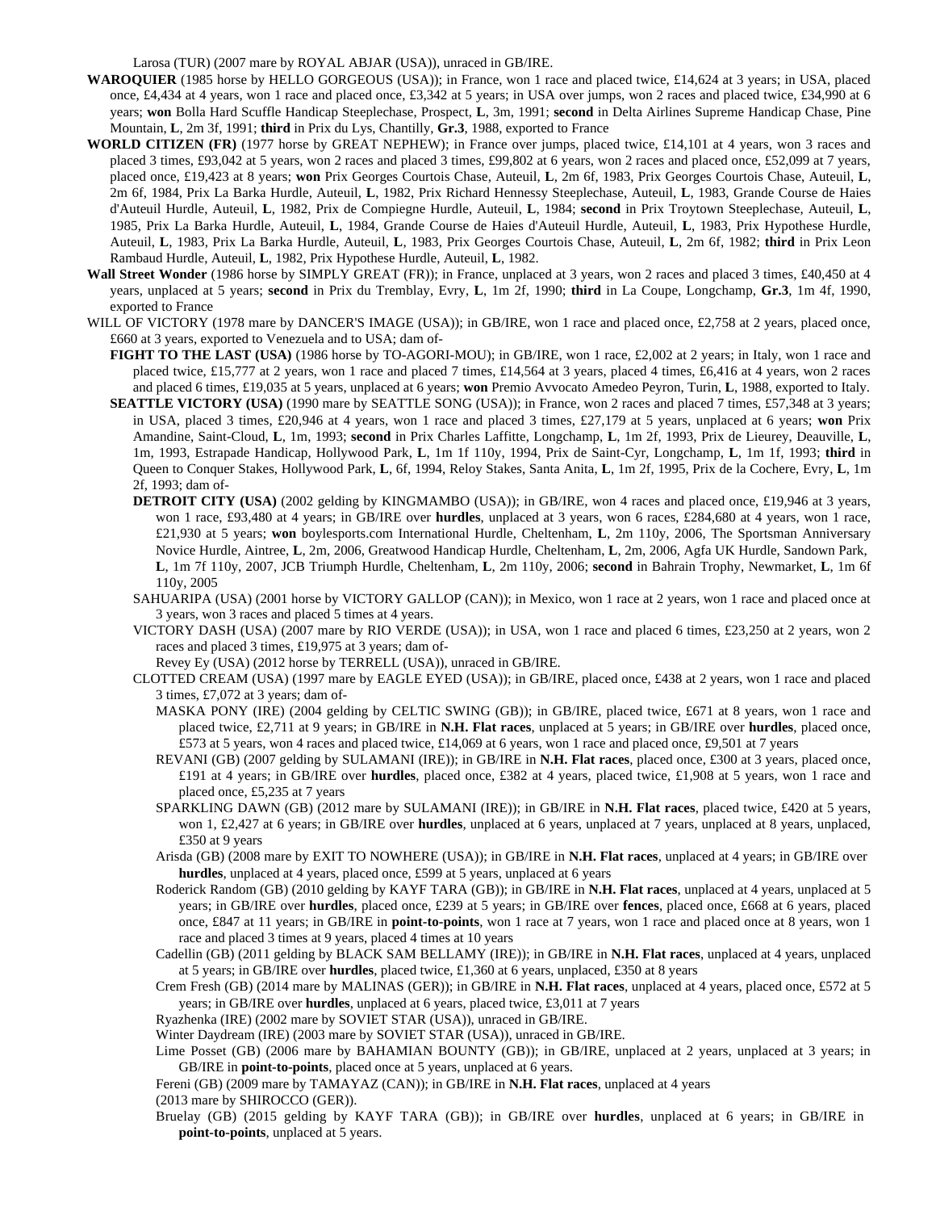Larosa (TUR) (2007 mare by ROYAL ABJAR (USA)), unraced in GB/IRE.

**WAROQUIER** (1985 horse by HELLO GORGEOUS (USA)); in France, won 1 race and placed twice, £14,624 at 3 years; in USA, placed once, £4,434 at 4 years, won 1 race and placed once, £3,342 at 5 years; in USA over jumps, won 2 races and placed twice, £34,990 at 6 years; **won** Bolla Hard Scuffle Handicap Steeplechase, Prospect, **L**, 3m, 1991; **second** in Delta Airlines Supreme Handicap Chase, Pine Mountain, **L**, 2m 3f, 1991; **third** in Prix du Lys, Chantilly, **Gr.3**, 1988, exported to France

**WORLD CITIZEN (FR)** (1977 horse by GREAT NEPHEW); in France over jumps, placed twice, £14,101 at 4 years, won 3 races and placed 3 times, £93,042 at 5 years, won 2 races and placed 3 times, £99,802 at 6 years, won 2 races and placed once, £52,099 at 7 years, placed once, £19,423 at 8 years; **won** Prix Georges Courtois Chase, Auteuil, **L**, 2m 6f, 1983, Prix Georges Courtois Chase, Auteuil, **L**, 2m 6f, 1984, Prix La Barka Hurdle, Auteuil, **L**, 1982, Prix Richard Hennessy Steeplechase, Auteuil, **L**, 1983, Grande Course de Haies d'Auteuil Hurdle, Auteuil, **L**, 1982, Prix de Compiegne Hurdle, Auteuil, **L**, 1984; **second** in Prix Troytown Steeplechase, Auteuil, **L**, 1985, Prix La Barka Hurdle, Auteuil, **L**, 1984, Grande Course de Haies d'Auteuil Hurdle, Auteuil, **L**, 1983, Prix Hypothese Hurdle, Auteuil, **L**, 1983, Prix La Barka Hurdle, Auteuil, **L**, 1983, Prix Georges Courtois Chase, Auteuil, **L**, 2m 6f, 1982; **third** in Prix Leon Rambaud Hurdle, Auteuil, **L**, 1982, Prix Hypothese Hurdle, Auteuil, **L**, 1982.

**Wall Street Wonder** (1986 horse by SIMPLY GREAT (FR)); in France, unplaced at 3 years, won 2 races and placed 3 times, £40,450 at 4 years, unplaced at 5 years; **second** in Prix du Tremblay, Evry, **L**, 1m 2f, 1990; **third** in La Coupe, Longchamp, **Gr.3**, 1m 4f, 1990, exported to France

WILL OF VICTORY (1978 mare by DANCER'S IMAGE (USA)); in GB/IRE, won 1 race and placed once, £2,758 at 2 years, placed once, £660 at 3 years, exported to Venezuela and to USA; dam of-

**FIGHT TO THE LAST (USA)** (1986 horse by TO-AGORI-MOU); in GB/IRE, won 1 race, £2,002 at 2 years; in Italy, won 1 race and placed twice, £15,777 at 2 years, won 1 race and placed 7 times, £14,564 at 3 years, placed 4 times, £6,416 at 4 years, won 2 races and placed 6 times, £19,035 at 5 years, unplaced at 6 years; **won** Premio Avvocato Amedeo Peyron, Turin, **L**, 1988, exported to Italy.

**SEATTLE VICTORY (USA)** (1990 mare by SEATTLE SONG (USA)); in France, won 2 races and placed 7 times, £57,348 at 3 years; in USA, placed 3 times, £20,946 at 4 years, won 1 race and placed 3 times, £27,179 at 5 years, unplaced at 6 years; **won** Prix Amandine, Saint-Cloud, **L**, 1m, 1993; **second** in Prix Charles Laffitte, Longchamp, **L**, 1m 2f, 1993, Prix de Lieurey, Deauville, **L**, 1m, 1993, Estrapade Handicap, Hollywood Park, **L**, 1m 1f 110y, 1994, Prix de Saint-Cyr, Longchamp, **L**, 1m 1f, 1993; **third** in Queen to Conquer Stakes, Hollywood Park, **L**, 6f, 1994, Reloy Stakes, Santa Anita, **L**, 1m 2f, 1995, Prix de la Cochere, Evry, **L**, 1m 2f, 1993; dam of-

**DETROIT CITY (USA)** (2002 gelding by KINGMAMBO (USA)); in GB/IRE, won 4 races and placed once, £19,946 at 3 years, won 1 race, £93,480 at 4 years; in GB/IRE over **hurdles**, unplaced at 3 years, won 6 races, £284,680 at 4 years, won 1 race, £21,930 at 5 years; **won** boylesports.com International Hurdle, Cheltenham, **L**, 2m 110y, 2006, The Sportsman Anniversary Novice Hurdle, Aintree, **L**, 2m, 2006, Greatwood Handicap Hurdle, Cheltenham, **L**, 2m, 2006, Agfa UK Hurdle, Sandown Park, **L**, 1m 7f 110y, 2007, JCB Triumph Hurdle, Cheltenham, **L**, 2m 110y, 2006; **second** in Bahrain Trophy, Newmarket, **L**, 1m 6f 110y, 2005

SAHUARIPA (USA) (2001 horse by VICTORY GALLOP (CAN)); in Mexico, won 1 race at 2 years, won 1 race and placed once at 3 years, won 3 races and placed 5 times at 4 years.

VICTORY DASH (USA) (2007 mare by RIO VERDE (USA)); in USA, won 1 race and placed 6 times, £23,250 at 2 years, won 2 races and placed 3 times, £19,975 at 3 years; dam of-

Revey Ey (USA) (2012 horse by TERRELL (USA)), unraced in GB/IRE.

CLOTTED CREAM (USA) (1997 mare by EAGLE EYED (USA)); in GB/IRE, placed once, £438 at 2 years, won 1 race and placed 3 times, £7,072 at 3 years; dam of-

MASKA PONY (IRE) (2004 gelding by CELTIC SWING (GB)); in GB/IRE, placed twice, £671 at 8 years, won 1 race and placed twice, £2,711 at 9 years; in GB/IRE in **N.H. Flat races**, unplaced at 5 years; in GB/IRE over **hurdles**, placed once, £573 at 5 years, won 4 races and placed twice, £14,069 at 6 years, won 1 race and placed once, £9,501 at 7 years

REVANI (GB) (2007 gelding by SULAMANI (IRE)); in GB/IRE in **N.H. Flat races**, placed once, £300 at 3 years, placed once, £191 at 4 years; in GB/IRE over **hurdles**, placed once, £382 at 4 years, placed twice, £1,908 at 5 years, won 1 race and placed once, £5,235 at 7 years

SPARKLING DAWN (GB) (2012 mare by SULAMANI (IRE)); in GB/IRE in **N.H. Flat races**, placed twice, £420 at 5 years, won 1, £2,427 at 6 years; in GB/IRE over **hurdles**, unplaced at 6 years, unplaced at 7 years, unplaced at 8 years, unplaced, £350 at 9 years

Arisda (GB) (2008 mare by EXIT TO NOWHERE (USA)); in GB/IRE in **N.H. Flat races**, unplaced at 4 years; in GB/IRE over **hurdles**, unplaced at 4 years, placed once, £599 at 5 years, unplaced at 6 years

Roderick Random (GB) (2010 gelding by KAYF TARA (GB)); in GB/IRE in **N.H. Flat races**, unplaced at 4 years, unplaced at 5 years; in GB/IRE over **hurdles**, placed once, £239 at 5 years; in GB/IRE over **fences**, placed once, £668 at 6 years, placed once, £847 at 11 years; in GB/IRE in **point-to-points**, won 1 race at 7 years, won 1 race and placed once at 8 years, won 1 race and placed 3 times at 9 years, placed 4 times at 10 years

Cadellin (GB) (2011 gelding by BLACK SAM BELLAMY (IRE)); in GB/IRE in **N.H. Flat races**, unplaced at 4 years, unplaced at 5 years; in GB/IRE over **hurdles**, placed twice, £1,360 at 6 years, unplaced, £350 at 8 years

Crem Fresh (GB) (2014 mare by MALINAS (GER)); in GB/IRE in **N.H. Flat races**, unplaced at 4 years, placed once, £572 at 5 years; in GB/IRE over **hurdles**, unplaced at 6 years, placed twice, £3,011 at 7 years

Ryazhenka (IRE) (2002 mare by SOVIET STAR (USA)), unraced in GB/IRE.

Winter Daydream (IRE) (2003 mare by SOVIET STAR (USA)), unraced in GB/IRE.

Lime Posset (GB) (2006 mare by BAHAMIAN BOUNTY (GB)); in GB/IRE, unplaced at 2 years, unplaced at 3 years; in GB/IRE in **point-to-points**, placed once at 5 years, unplaced at 6 years.

Fereni (GB) (2009 mare by TAMAYAZ (CAN)); in GB/IRE in **N.H. Flat races**, unplaced at 4 years

(2013 mare by SHIROCCO (GER)).

Bruelay (GB) (2015 gelding by KAYF TARA (GB)); in GB/IRE over **hurdles**, unplaced at 6 years; in GB/IRE in **point-to-points**, unplaced at 5 years.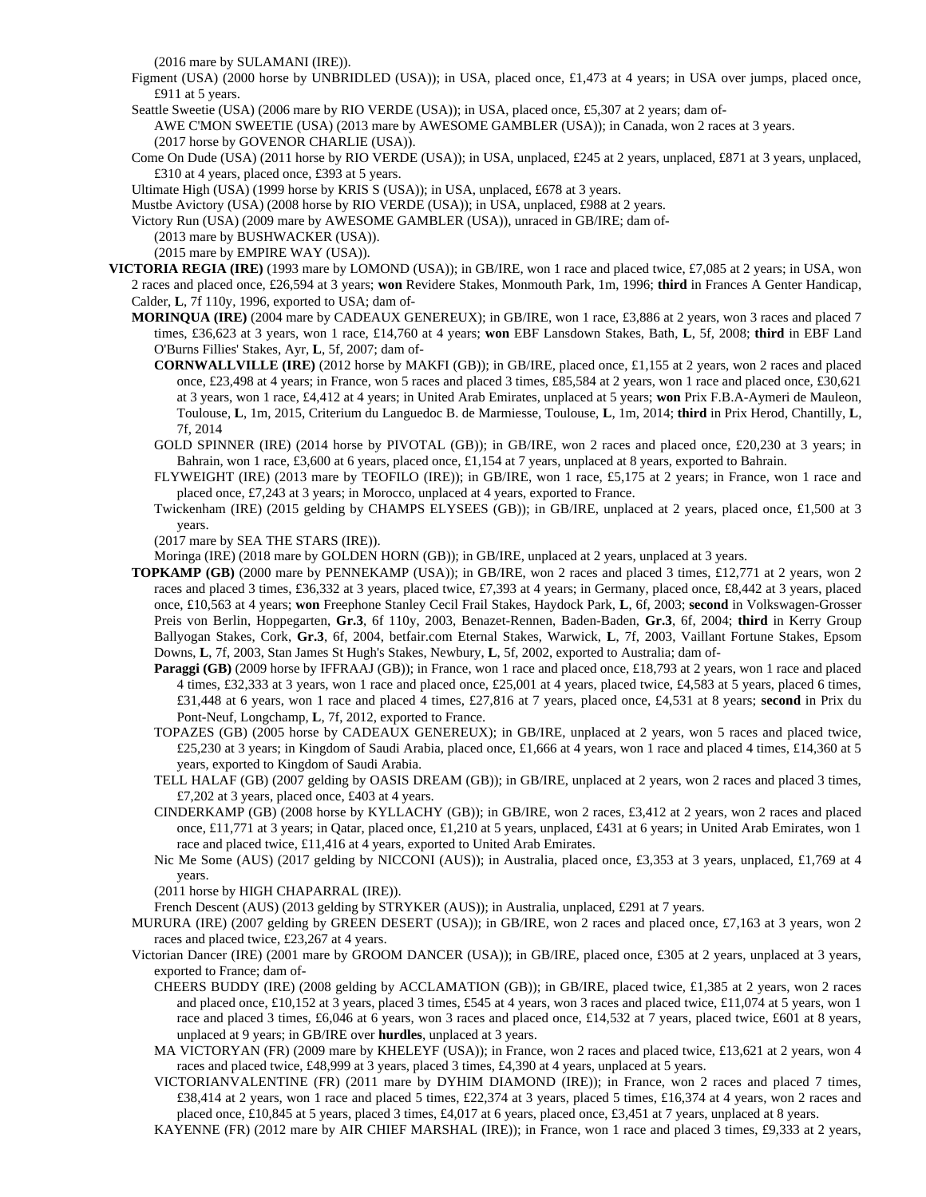(2016 mare by SULAMANI (IRE)).

Figment (USA) (2000 horse by UNBRIDLED (USA)); in USA, placed once, £1,473 at 4 years; in USA over jumps, placed once, £911 at 5 years.

Seattle Sweetie (USA) (2006 mare by RIO VERDE (USA)); in USA, placed once, £5,307 at 2 years; dam of-

AWE C'MON SWEETIE (USA) (2013 mare by AWESOME GAMBLER (USA)); in Canada, won 2 races at 3 years.

(2017 horse by GOVENOR CHARLIE (USA)).

Come On Dude (USA) (2011 horse by RIO VERDE (USA)); in USA, unplaced, £245 at 2 years, unplaced, £871 at 3 years, unplaced, £310 at 4 years, placed once, £393 at 5 years.

Ultimate High (USA) (1999 horse by KRIS S (USA)); in USA, unplaced, £678 at 3 years.

Mustbe Avictory (USA) (2008 horse by RIO VERDE (USA)); in USA, unplaced, £988 at 2 years.

Victory Run (USA) (2009 mare by AWESOME GAMBLER (USA)), unraced in GB/IRE; dam of-

(2013 mare by BUSHWACKER (USA)).

(2015 mare by EMPIRE WAY (USA)).

**VICTORIA REGIA (IRE)** (1993 mare by LOMOND (USA)); in GB/IRE, won 1 race and placed twice, £7,085 at 2 years; in USA, won 2 races and placed once, £26,594 at 3 years; **won** Revidere Stakes, Monmouth Park, 1m, 1996; **third** in Frances A Genter Handicap, Calder, **L**, 7f 110y, 1996, exported to USA; dam of-

**MORINQUA (IRE)** (2004 mare by CADEAUX GENEREUX); in GB/IRE, won 1 race, £3,886 at 2 years, won 3 races and placed 7 times, £36,623 at 3 years, won 1 race, £14,760 at 4 years; **won** EBF Lansdown Stakes, Bath, **L**, 5f, 2008; **third** in EBF Land O'Burns Fillies' Stakes, Ayr, **L**, 5f, 2007; dam of-

**CORNWALLVILLE (IRE)** (2012 horse by MAKFI (GB)); in GB/IRE, placed once, £1,155 at 2 years, won 2 races and placed once, £23,498 at 4 years; in France, won 5 races and placed 3 times, £85,584 at 2 years, won 1 race and placed once, £30,621 at 3 years, won 1 race, £4,412 at 4 years; in United Arab Emirates, unplaced at 5 years; **won** Prix F.B.A-Aymeri de Mauleon, Toulouse, **L**, 1m, 2015, Criterium du Languedoc B. de Marmiesse, Toulouse, **L**, 1m, 2014; **third** in Prix Herod, Chantilly, **L**, 7f, 2014

GOLD SPINNER (IRE) (2014 horse by PIVOTAL (GB)); in GB/IRE, won 2 races and placed once, £20,230 at 3 years; in Bahrain, won 1 race, £3,600 at 6 years, placed once, £1,154 at 7 years, unplaced at 8 years, exported to Bahrain.

FLYWEIGHT (IRE) (2013 mare by TEOFILO (IRE)); in GB/IRE, won 1 race, £5,175 at 2 years; in France, won 1 race and placed once, £7,243 at 3 years; in Morocco, unplaced at 4 years, exported to France.

Twickenham (IRE) (2015 gelding by CHAMPS ELYSEES (GB)); in GB/IRE, unplaced at 2 years, placed once, £1,500 at 3 years.

(2017 mare by SEA THE STARS (IRE)).

Moringa (IRE) (2018 mare by GOLDEN HORN (GB)); in GB/IRE, unplaced at 2 years, unplaced at 3 years.

**TOPKAMP (GB)** (2000 mare by PENNEKAMP (USA)); in GB/IRE, won 2 races and placed 3 times, £12,771 at 2 years, won 2 races and placed 3 times, £36,332 at 3 years, placed twice, £7,393 at 4 years; in Germany, placed once, £8,442 at 3 years, placed once, £10,563 at 4 years; **won** Freephone Stanley Cecil Frail Stakes, Haydock Park, **L**, 6f, 2003; **second** in Volkswagen-Grosser Preis von Berlin, Hoppegarten, **Gr.3**, 6f 110y, 2003, Benazet-Rennen, Baden-Baden, **Gr.3**, 6f, 2004; **third** in Kerry Group Ballyogan Stakes, Cork, **Gr.3**, 6f, 2004, betfair.com Eternal Stakes, Warwick, **L**, 7f, 2003, Vaillant Fortune Stakes, Epsom Downs, **L**, 7f, 2003, Stan James St Hugh's Stakes, Newbury, **L**, 5f, 2002, exported to Australia; dam of-

**Paraggi (GB)** (2009 horse by IFFRAAJ (GB)); in France, won 1 race and placed once, £18,793 at 2 years, won 1 race and placed 4 times, £32,333 at 3 years, won 1 race and placed once, £25,001 at 4 years, placed twice, £4,583 at 5 years, placed 6 times, £31,448 at 6 years, won 1 race and placed 4 times, £27,816 at 7 years, placed once, £4,531 at 8 years; **second** in Prix du Pont-Neuf, Longchamp, **L**, 7f, 2012, exported to France.

TOPAZES (GB) (2005 horse by CADEAUX GENEREUX); in GB/IRE, unplaced at 2 years, won 5 races and placed twice, £25,230 at 3 years; in Kingdom of Saudi Arabia, placed once, £1,666 at 4 years, won 1 race and placed 4 times, £14,360 at 5 years, exported to Kingdom of Saudi Arabia.

TELL HALAF (GB) (2007 gelding by OASIS DREAM (GB)); in GB/IRE, unplaced at 2 years, won 2 races and placed 3 times, £7,202 at 3 years, placed once, £403 at 4 years.

CINDERKAMP (GB) (2008 horse by KYLLACHY (GB)); in GB/IRE, won 2 races, £3,412 at 2 years, won 2 races and placed once, £11,771 at 3 years; in Qatar, placed once, £1,210 at 5 years, unplaced, £431 at 6 years; in United Arab Emirates, won 1 race and placed twice, £11,416 at 4 years, exported to United Arab Emirates.

Nic Me Some (AUS) (2017 gelding by NICCONI (AUS)); in Australia, placed once, £3,353 at 3 years, unplaced, £1,769 at 4 years.

(2011 horse by HIGH CHAPARRAL (IRE)).

French Descent (AUS) (2013 gelding by STRYKER (AUS)); in Australia, unplaced, £291 at 7 years.

MURURA (IRE) (2007 gelding by GREEN DESERT (USA)); in GB/IRE, won 2 races and placed once, £7,163 at 3 years, won 2 races and placed twice, £23,267 at 4 years.

Victorian Dancer (IRE) (2001 mare by GROOM DANCER (USA)); in GB/IRE, placed once, £305 at 2 years, unplaced at 3 years, exported to France; dam of-

CHEERS BUDDY (IRE) (2008 gelding by ACCLAMATION (GB)); in GB/IRE, placed twice, £1,385 at 2 years, won 2 races and placed once, £10,152 at 3 years, placed 3 times, £545 at 4 years, won 3 races and placed twice, £11,074 at 5 years, won 1 race and placed 3 times, £6,046 at 6 years, won 3 races and placed once, £14,532 at 7 years, placed twice, £601 at 8 years, unplaced at 9 years; in GB/IRE over **hurdles**, unplaced at 3 years.

MA VICTORYAN (FR) (2009 mare by KHELEYF (USA)); in France, won 2 races and placed twice, £13,621 at 2 years, won 4 races and placed twice, £48,999 at 3 years, placed 3 times, £4,390 at 4 years, unplaced at 5 years.

VICTORIANVALENTINE (FR) (2011 mare by DYHIM DIAMOND (IRE)); in France, won 2 races and placed 7 times, £38,414 at 2 years, won 1 race and placed 5 times, £22,374 at 3 years, placed 5 times, £16,374 at 4 years, won 2 races and placed once, £10,845 at 5 years, placed 3 times, £4,017 at 6 years, placed once, £3,451 at 7 years, unplaced at 8 years.

KAYENNE (FR) (2012 mare by AIR CHIEF MARSHAL (IRE)); in France, won 1 race and placed 3 times, £9,333 at 2 years,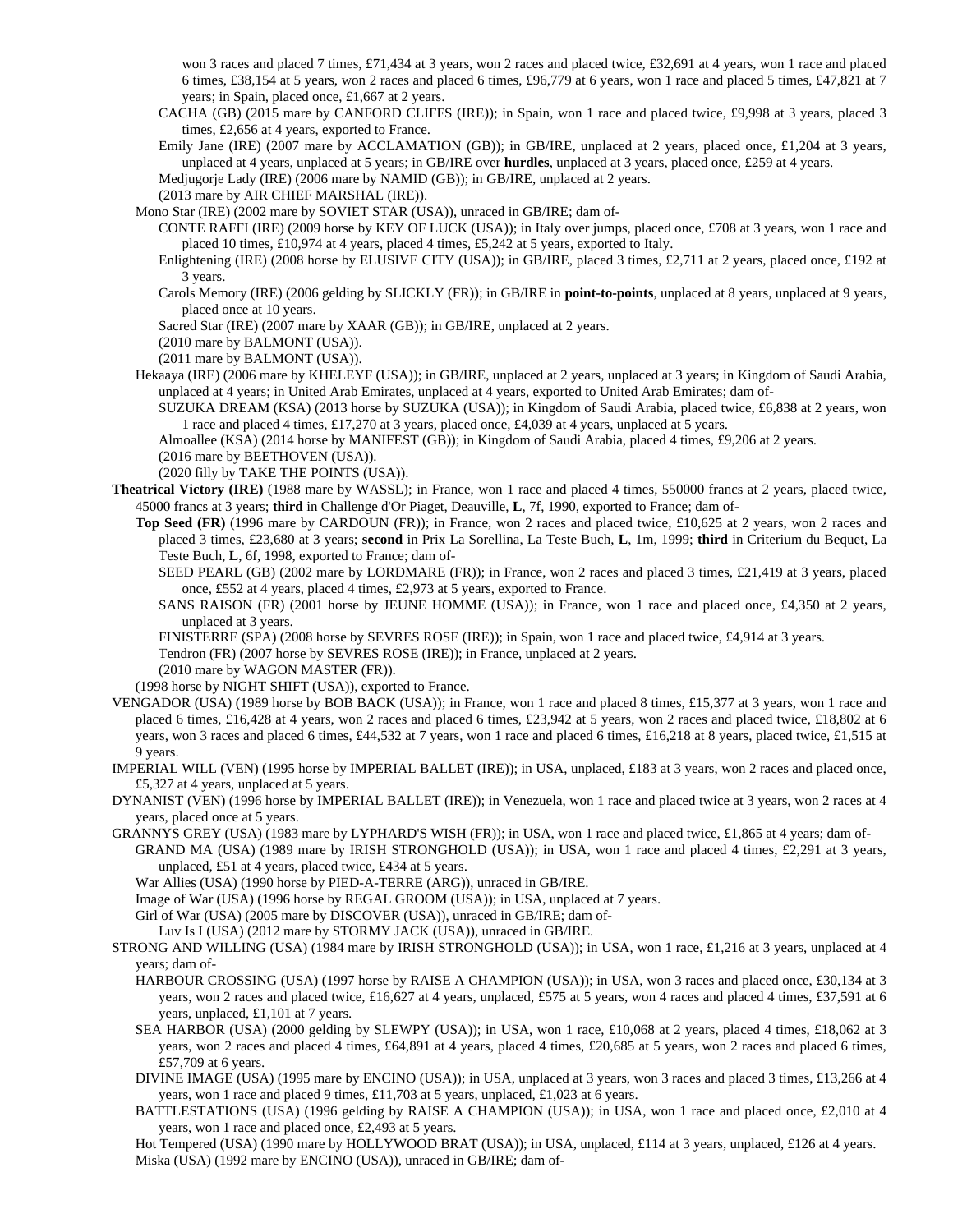won 3 races and placed 7 times, £71,434 at 3 years, won 2 races and placed twice, £32,691 at 4 years, won 1 race and placed 6 times, £38,154 at 5 years, won 2 races and placed 6 times, £96,779 at 6 years, won 1 race and placed 5 times, £47,821 at 7 years; in Spain, placed once, £1,667 at 2 years.

CACHA (GB) (2015 mare by CANFORD CLIFFS (IRE)); in Spain, won 1 race and placed twice, £9,998 at 3 years, placed 3 times, £2,656 at 4 years, exported to France.

Emily Jane (IRE) (2007 mare by ACCLAMATION (GB)); in GB/IRE, unplaced at 2 years, placed once, £1,204 at 3 years, unplaced at 4 years, unplaced at 5 years; in GB/IRE over **hurdles**, unplaced at 3 years, placed once, £259 at 4 years.

Medjugorje Lady (IRE) (2006 mare by NAMID (GB)); in GB/IRE, unplaced at 2 years.

(2013 mare by AIR CHIEF MARSHAL (IRE)).

Mono Star (IRE) (2002 mare by SOVIET STAR (USA)), unraced in GB/IRE; dam of-

CONTE RAFFI (IRE) (2009 horse by KEY OF LUCK (USA)); in Italy over jumps, placed once, £708 at 3 years, won 1 race and placed 10 times, £10,974 at 4 years, placed 4 times, £5,242 at 5 years, exported to Italy.

Enlightening (IRE) (2008 horse by ELUSIVE CITY (USA)); in GB/IRE, placed 3 times, £2,711 at 2 years, placed once, £192 at 3 years.

Carols Memory (IRE) (2006 gelding by SLICKLY (FR)); in GB/IRE in **point-to-points**, unplaced at 8 years, unplaced at 9 years, placed once at 10 years.

Sacred Star (IRE) (2007 mare by XAAR (GB)); in GB/IRE, unplaced at 2 years.

(2010 mare by BALMONT (USA)).

(2011 mare by BALMONT (USA)).

Hekaaya (IRE) (2006 mare by KHELEYF (USA)); in GB/IRE, unplaced at 2 years, unplaced at 3 years; in Kingdom of Saudi Arabia, unplaced at 4 years; in United Arab Emirates, unplaced at 4 years, exported to United Arab Emirates; dam of-

SUZUKA DREAM (KSA) (2013 horse by SUZUKA (USA)); in Kingdom of Saudi Arabia, placed twice, £6,838 at 2 years, won 1 race and placed 4 times, £17,270 at 3 years, placed once, £4,039 at 4 years, unplaced at 5 years.

Almoallee (KSA) (2014 horse by MANIFEST (GB)); in Kingdom of Saudi Arabia, placed 4 times, £9,206 at 2 years.

(2016 mare by BEETHOVEN (USA)).

(2020 filly by TAKE THE POINTS (USA)).

**Theatrical Victory (IRE)** (1988 mare by WASSL); in France, won 1 race and placed 4 times, 550000 francs at 2 years, placed twice, 45000 francs at 3 years; **third** in Challenge d'Or Piaget, Deauville, **L**, 7f, 1990, exported to France; dam of-

**Top Seed (FR)** (1996 mare by CARDOUN (FR)); in France, won 2 races and placed twice, £10,625 at 2 years, won 2 races and placed 3 times, £23,680 at 3 years; **second** in Prix La Sorellina, La Teste Buch, **L**, 1m, 1999; **third** in Criterium du Bequet, La Teste Buch, **L**, 6f, 1998, exported to France; dam of-

SEED PEARL (GB) (2002 mare by LORDMARE (FR)); in France, won 2 races and placed 3 times, £21,419 at 3 years, placed once, £552 at 4 years, placed 4 times, £2,973 at 5 years, exported to France.

SANS RAISON (FR) (2001 horse by JEUNE HOMME (USA)); in France, won 1 race and placed once, £4,350 at 2 years, unplaced at 3 years.

FINISTERRE (SPA) (2008 horse by SEVRES ROSE (IRE)); in Spain, won 1 race and placed twice, £4,914 at 3 years.

Tendron (FR) (2007 horse by SEVRES ROSE (IRE)); in France, unplaced at 2 years.

(2010 mare by WAGON MASTER (FR)).

(1998 horse by NIGHT SHIFT (USA)), exported to France.

VENGADOR (USA) (1989 horse by BOB BACK (USA)); in France, won 1 race and placed 8 times, £15,377 at 3 years, won 1 race and placed 6 times, £16,428 at 4 years, won 2 races and placed 6 times, £23,942 at 5 years, won 2 races and placed twice, £18,802 at 6 years, won 3 races and placed 6 times, £44,532 at 7 years, won 1 race and placed 6 times, £16,218 at 8 years, placed twice, £1,515 at 9 years.

IMPERIAL WILL (VEN) (1995 horse by IMPERIAL BALLET (IRE)); in USA, unplaced, £183 at 3 years, won 2 races and placed once, £5,327 at 4 years, unplaced at 5 years.

DYNANIST (VEN) (1996 horse by IMPERIAL BALLET (IRE)); in Venezuela, won 1 race and placed twice at 3 years, won 2 races at 4 years, placed once at 5 years.

GRANNYS GREY (USA) (1983 mare by LYPHARD'S WISH (FR)); in USA, won 1 race and placed twice, £1,865 at 4 years; dam of-

GRAND MA (USA) (1989 mare by IRISH STRONGHOLD (USA)); in USA, won 1 race and placed 4 times, £2,291 at 3 years, unplaced, £51 at 4 years, placed twice, £434 at 5 years.

War Allies (USA) (1990 horse by PIED-A-TERRE (ARG)), unraced in GB/IRE.

Image of War (USA) (1996 horse by REGAL GROOM (USA)); in USA, unplaced at 7 years.

Girl of War (USA) (2005 mare by DISCOVER (USA)), unraced in GB/IRE; dam of-

Luv Is I (USA) (2012 mare by STORMY JACK (USA)), unraced in GB/IRE.

STRONG AND WILLING (USA) (1984 mare by IRISH STRONGHOLD (USA)); in USA, won 1 race, £1,216 at 3 years, unplaced at 4 years; dam of-

HARBOUR CROSSING (USA) (1997 horse by RAISE A CHAMPION (USA)); in USA, won 3 races and placed once, £30,134 at 3 years, won 2 races and placed twice, £16,627 at 4 years, unplaced, £575 at 5 years, won 4 races and placed 4 times, £37,591 at 6 years, unplaced, £1,101 at 7 years.

SEA HARBOR (USA) (2000 gelding by SLEWPY (USA)); in USA, won 1 race, £10,068 at 2 years, placed 4 times, £18,062 at 3 years, won 2 races and placed 4 times, £64,891 at 4 years, placed 4 times, £20,685 at 5 years, won 2 races and placed 6 times, £57,709 at 6 years.

DIVINE IMAGE (USA) (1995 mare by ENCINO (USA)); in USA, unplaced at 3 years, won 3 races and placed 3 times, £13,266 at 4 years, won 1 race and placed 9 times, £11,703 at 5 years, unplaced, £1,023 at 6 years.

BATTLESTATIONS (USA) (1996 gelding by RAISE A CHAMPION (USA)); in USA, won 1 race and placed once, £2,010 at 4 years, won 1 race and placed once, £2,493 at 5 years.

Hot Tempered (USA) (1990 mare by HOLLYWOOD BRAT (USA)); in USA, unplaced, £114 at 3 years, unplaced, £126 at 4 years.

Miska (USA) (1992 mare by ENCINO (USA)), unraced in GB/IRE; dam of-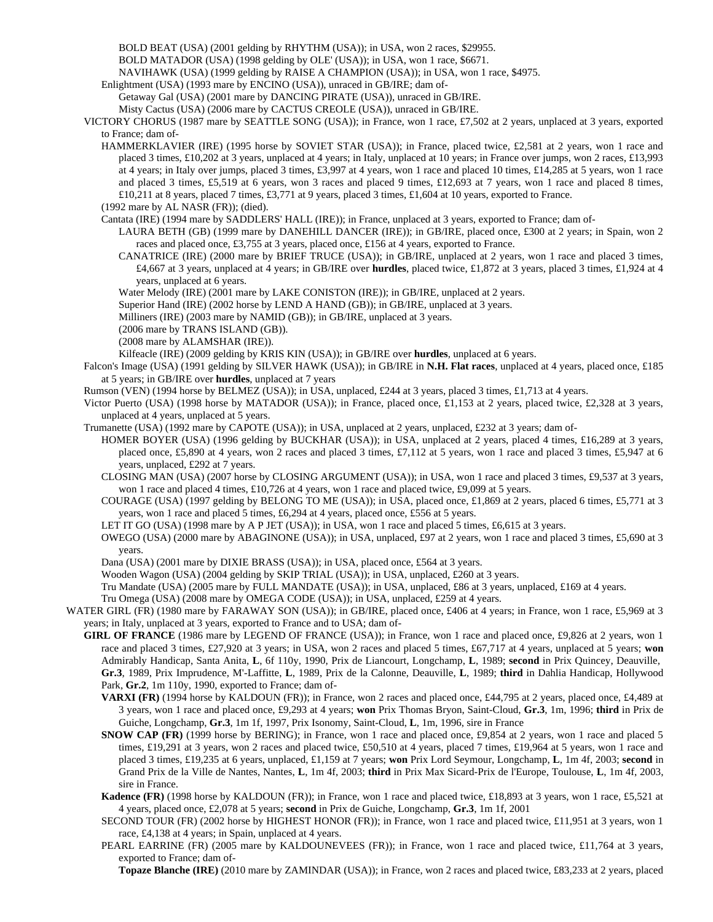BOLD BEAT (USA) (2001 gelding by RHYTHM (USA)); in USA, won 2 races, $29955.

BOLD MATADOR (USA) (1998 gelding by OLE' (USA)); in USA, won 1 race, $6671.

NAVIHAWK (USA) (1999 gelding by RAISE A CHAMPION (USA)); in USA, won 1 race, $4975.

Enlightment (USA) (1993 mare by ENCINO (USA)), unraced in GB/IRE; dam of-

Getaway Gal (USA) (2001 mare by DANCING PIRATE (USA)), unraced in GB/IRE.

Misty Cactus (USA) (2006 mare by CACTUS CREOLE (USA)), unraced in GB/IRE.

VICTORY CHORUS (1987 mare by SEATTLE SONG (USA)); in France, won 1 race, £7,502 at 2 years, unplaced at 3 years, exported to France; dam of-

HAMMERKLAVIER (IRE) (1995 horse by SOVIET STAR (USA)); in France, placed twice, £2,581 at 2 years, won 1 race and placed 3 times, £10,202 at 3 years, unplaced at 4 years; in Italy, unplaced at 10 years; in France over jumps, won 2 races, £13,993 at 4 years; in Italy over jumps, placed 3 times, £3,997 at 4 years, won 1 race and placed 10 times, £14,285 at 5 years, won 1 race and placed 3 times, £5,519 at 6 years, won 3 races and placed 9 times, £12,693 at 7 years, won 1 race and placed 8 times, £10,211 at 8 years, placed 7 times, £3,771 at 9 years, placed 3 times, £1,604 at 10 years, exported to France.

(1992 mare by AL NASR (FR)); (died).

Cantata (IRE) (1994 mare by SADDLERS' HALL (IRE)); in France, unplaced at 3 years, exported to France; dam of-

LAURA BETH (GB) (1999 mare by DANEHILL DANCER (IRE)); in GB/IRE, placed once, £300 at 2 years; in Spain, won 2 races and placed once, £3,755 at 3 years, placed once, £156 at 4 years, exported to France.

CANATRICE (IRE) (2000 mare by BRIEF TRUCE (USA)); in GB/IRE, unplaced at 2 years, won 1 race and placed 3 times, £4,667 at 3 years, unplaced at 4 years; in GB/IRE over **hurdles**, placed twice, £1,872 at 3 years, placed 3 times, £1,924 at 4 years, unplaced at 6 years.

Water Melody (IRE) (2001 mare by LAKE CONISTON (IRE)); in GB/IRE, unplaced at 2 years.

Superior Hand (IRE) (2002 horse by LEND A HAND (GB)); in GB/IRE, unplaced at 3 years.

Milliners (IRE) (2003 mare by NAMID (GB)); in GB/IRE, unplaced at 3 years.

(2006 mare by TRANS ISLAND (GB)).

(2008 mare by ALAMSHAR (IRE)).

Kilfeacle (IRE) (2009 gelding by KRIS KIN (USA)); in GB/IRE over **hurdles**, unplaced at 6 years.

Falcon's Image (USA) (1991 gelding by SILVER HAWK (USA)); in GB/IRE in **N.H. Flat races**, unplaced at 4 years, placed once, £185 at 5 years; in GB/IRE over **hurdles**, unplaced at 7 years

Rumson (VEN) (1994 horse by BELMEZ (USA)); in USA, unplaced, £244 at 3 years, placed 3 times, £1,713 at 4 years.

Victor Puerto (USA) (1998 horse by MATADOR (USA)); in France, placed once, £1,153 at 2 years, placed twice, £2,328 at 3 years, unplaced at 4 years, unplaced at 5 years.

Trumanette (USA) (1992 mare by CAPOTE (USA)); in USA, unplaced at 2 years, unplaced, £232 at 3 years; dam of-

HOMER BOYER (USA) (1996 gelding by BUCKHAR (USA)); in USA, unplaced at 2 years, placed 4 times, £16,289 at 3 years, placed once, £5,890 at 4 years, won 2 races and placed 3 times, £7,112 at 5 years, won 1 race and placed 3 times, £5,947 at 6 years, unplaced, £292 at 7 years.

CLOSING MAN (USA) (2007 horse by CLOSING ARGUMENT (USA)); in USA, won 1 race and placed 3 times, £9,537 at 3 years, won 1 race and placed 4 times, £10,726 at 4 years, won 1 race and placed twice, £9,099 at 5 years.

COURAGE (USA) (1997 gelding by BELONG TO ME (USA)); in USA, placed once, £1,869 at 2 years, placed 6 times, £5,771 at 3 years, won 1 race and placed 5 times, £6,294 at 4 years, placed once, £556 at 5 years.

LET IT GO (USA) (1998 mare by A P JET (USA)); in USA, won 1 race and placed 5 times, £6,615 at 3 years.

OWEGO (USA) (2000 mare by ABAGINONE (USA)); in USA, unplaced, £97 at 2 years, won 1 race and placed 3 times, £5,690 at 3 years.

Dana (USA) (2001 mare by DIXIE BRASS (USA)); in USA, placed once, £564 at 3 years.

Wooden Wagon (USA) (2004 gelding by SKIP TRIAL (USA)); in USA, unplaced, £260 at 3 years.

Tru Mandate (USA) (2005 mare by FULL MANDATE (USA)); in USA, unplaced, £86 at 3 years, unplaced, £169 at 4 years.

Tru Omega (USA) (2008 mare by OMEGA CODE (USA)); in USA, unplaced, £259 at 4 years.

WATER GIRL (FR) (1980 mare by FARAWAY SON (USA)); in GB/IRE, placed once, £406 at 4 years; in France, won 1 race, £5,969 at 3 years; in Italy, unplaced at 3 years, exported to France and to USA; dam of-

**GIRL OF FRANCE** (1986 mare by LEGEND OF FRANCE (USA)); in France, won 1 race and placed once, £9,826 at 2 years, won 1 race and placed 3 times, £27,920 at 3 years; in USA, won 2 races and placed 5 times, £67,717 at 4 years, unplaced at 5 years; **won** Admirably Handicap, Santa Anita, **L**, 6f 110y, 1990, Prix de Liancourt, Longchamp, **L**, 1989; **second** in Prix Quincey, Deauville, **Gr.3**, 1989, Prix Imprudence, M'-Laffitte, **L**, 1989, Prix de la Calonne, Deauville, **L**, 1989; **third** in Dahlia Handicap, Hollywood Park, **Gr.2**, 1m 110y, 1990, exported to France; dam of-

**VARXI (FR)** (1994 horse by KALDOUN (FR)); in France, won 2 races and placed once, £44,795 at 2 years, placed once, £4,489 at 3 years, won 1 race and placed once, £9,293 at 4 years; **won** Prix Thomas Bryon, Saint-Cloud, **Gr.3**, 1m, 1996; **third** in Prix de Guiche, Longchamp, **Gr.3**, 1m 1f, 1997, Prix Isonomy, Saint-Cloud, **L**, 1m, 1996, sire in France

**SNOW CAP (FR)** (1999 horse by BERING); in France, won 1 race and placed once, £9,854 at 2 years, won 1 race and placed 5 times, £19,291 at 3 years, won 2 races and placed twice, £50,510 at 4 years, placed 7 times, £19,964 at 5 years, won 1 race and placed 3 times, £19,235 at 6 years, unplaced, £1,159 at 7 years; **won** Prix Lord Seymour, Longchamp, **L**, 1m 4f, 2003; **second** in Grand Prix de la Ville de Nantes, Nantes, **L**, 1m 4f, 2003; **third** in Prix Max Sicard-Prix de l'Europe, Toulouse, **L**, 1m 4f, 2003, sire in France.

**Kadence (FR)** (1998 horse by KALDOUN (FR)); in France, won 1 race and placed twice, £18,893 at 3 years, won 1 race, £5,521 at 4 years, placed once, £2,078 at 5 years; **second** in Prix de Guiche, Longchamp, **Gr.3**, 1m 1f, 2001

SECOND TOUR (FR) (2002 horse by HIGHEST HONOR (FR)); in France, won 1 race and placed twice, £11,951 at 3 years, won 1 race, £4,138 at 4 years; in Spain, unplaced at 4 years.

PEARL EARRINE (FR) (2005 mare by KALDOUNEVEES (FR)); in France, won 1 race and placed twice, £11,764 at 3 years, exported to France; dam of-

**Topaze Blanche (IRE)** (2010 mare by ZAMINDAR (USA)); in France, won 2 races and placed twice, £83,233 at 2 years, placed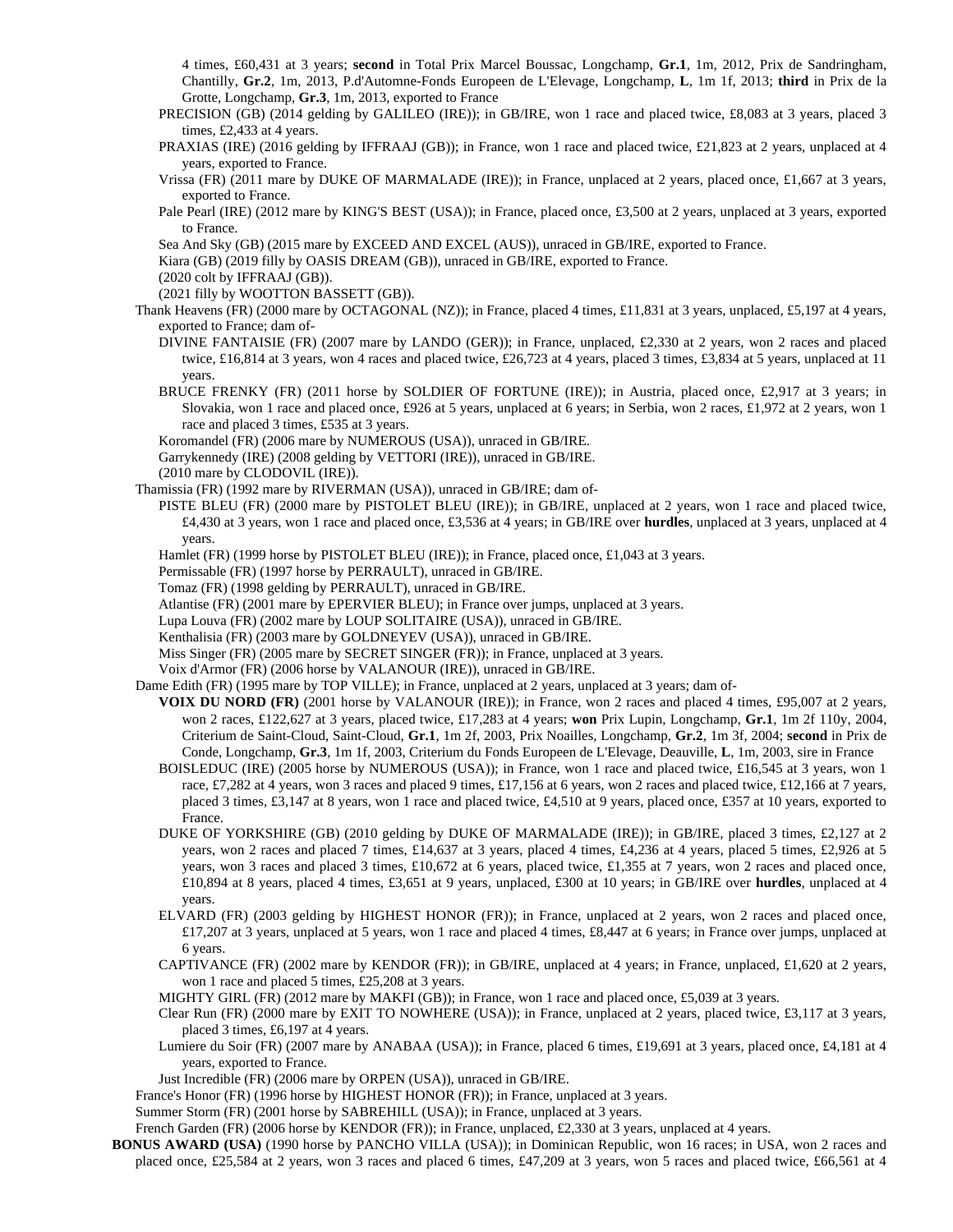4 times, £60,431 at 3 years; **second** in Total Prix Marcel Boussac, Longchamp, **Gr.1**, 1m, 2012, Prix de Sandringham, Chantilly, **Gr.2**, 1m, 2013, P.d'Automne-Fonds Europeen de L'Elevage, Longchamp, **L**, 1m 1f, 2013; **third** in Prix de la Grotte, Longchamp, **Gr.3**, 1m, 2013, exported to France

PRECISION (GB) (2014 gelding by GALILEO (IRE)); in GB/IRE, won 1 race and placed twice, £8,083 at 3 years, placed 3 times, £2,433 at 4 years.

PRAXIAS (IRE) (2016 gelding by IFFRAAJ (GB)); in France, won 1 race and placed twice, £21,823 at 2 years, unplaced at 4 years, exported to France.

Vrissa (FR) (2011 mare by DUKE OF MARMALADE (IRE)); in France, unplaced at 2 years, placed once, £1,667 at 3 years, exported to France.

Pale Pearl (IRE) (2012 mare by KING'S BEST (USA)); in France, placed once, £3,500 at 2 years, unplaced at 3 years, exported to France.

Sea And Sky (GB) (2015 mare by EXCEED AND EXCEL (AUS)), unraced in GB/IRE, exported to France.

Kiara (GB) (2019 filly by OASIS DREAM (GB)), unraced in GB/IRE, exported to France.

(2020 colt by IFFRAAJ (GB)).

(2021 filly by WOOTTON BASSETT (GB)).

Thank Heavens (FR) (2000 mare by OCTAGONAL (NZ)); in France, placed 4 times, £11,831 at 3 years, unplaced, £5,197 at 4 years, exported to France; dam of-

DIVINE FANTAISIE (FR) (2007 mare by LANDO (GER)); in France, unplaced, £2,330 at 2 years, won 2 races and placed twice, £16,814 at 3 years, won 4 races and placed twice, £26,723 at 4 years, placed 3 times, £3,834 at 5 years, unplaced at 11 years.

BRUCE FRENKY (FR) (2011 horse by SOLDIER OF FORTUNE (IRE)); in Austria, placed once, £2,917 at 3 years; in Slovakia, won 1 race and placed once, £926 at 5 years, unplaced at 6 years; in Serbia, won 2 races, £1,972 at 2 years, won 1 race and placed 3 times, £535 at 3 years.

Koromandel (FR) (2006 mare by NUMEROUS (USA)), unraced in GB/IRE.

Garrykennedy (IRE) (2008 gelding by VETTORI (IRE)), unraced in GB/IRE.

(2010 mare by CLODOVIL (IRE)).

Thamissia (FR) (1992 mare by RIVERMAN (USA)), unraced in GB/IRE; dam of-

PISTE BLEU (FR) (2000 mare by PISTOLET BLEU (IRE)); in GB/IRE, unplaced at 2 years, won 1 race and placed twice, £4,430 at 3 years, won 1 race and placed once, £3,536 at 4 years; in GB/IRE over **hurdles**, unplaced at 3 years, unplaced at 4 years.

Hamlet (FR) (1999 horse by PISTOLET BLEU (IRE)); in France, placed once, £1,043 at 3 years.

Permissable (FR) (1997 horse by PERRAULT), unraced in GB/IRE.

Tomaz (FR) (1998 gelding by PERRAULT), unraced in GB/IRE.

Atlantise (FR) (2001 mare by EPERVIER BLEU); in France over jumps, unplaced at 3 years.

Lupa Louva (FR) (2002 mare by LOUP SOLITAIRE (USA)), unraced in GB/IRE.

Kenthalisia (FR) (2003 mare by GOLDNEYEV (USA)), unraced in GB/IRE.

Miss Singer (FR) (2005 mare by SECRET SINGER (FR)); in France, unplaced at 3 years.

Voix d'Armor (FR) (2006 horse by VALANOUR (IRE)), unraced in GB/IRE.

Dame Edith (FR) (1995 mare by TOP VILLE); in France, unplaced at 2 years, unplaced at 3 years; dam of-

**VOIX DU NORD (FR)** (2001 horse by VALANOUR (IRE)); in France, won 2 races and placed 4 times, £95,007 at 2 years, won 2 races, £122,627 at 3 years, placed twice, £17,283 at 4 years; **won** Prix Lupin, Longchamp, **Gr.1**, 1m 2f 110y, 2004, Criterium de Saint-Cloud, Saint-Cloud, **Gr.1**, 1m 2f, 2003, Prix Noailles, Longchamp, **Gr.2**, 1m 3f, 2004; **second** in Prix de Conde, Longchamp, **Gr.3**, 1m 1f, 2003, Criterium du Fonds Europeen de L'Elevage, Deauville, **L**, 1m, 2003, sire in France

BOISLEDUC (IRE) (2005 horse by NUMEROUS (USA)); in France, won 1 race and placed twice, £16,545 at 3 years, won 1 race, £7,282 at 4 years, won 3 races and placed 9 times, £17,156 at 6 years, won 2 races and placed twice, £12,166 at 7 years, placed 3 times, £3,147 at 8 years, won 1 race and placed twice, £4,510 at 9 years, placed once, £357 at 10 years, exported to France.

DUKE OF YORKSHIRE (GB) (2010 gelding by DUKE OF MARMALADE (IRE)); in GB/IRE, placed 3 times, £2,127 at 2 years, won 2 races and placed 7 times, £14,637 at 3 years, placed 4 times, £4,236 at 4 years, placed 5 times, £2,926 at 5 years, won 3 races and placed 3 times, £10,672 at 6 years, placed twice, £1,355 at 7 years, won 2 races and placed once, £10,894 at 8 years, placed 4 times, £3,651 at 9 years, unplaced, £300 at 10 years; in GB/IRE over **hurdles**, unplaced at 4 years.

ELVARD (FR) (2003 gelding by HIGHEST HONOR (FR)); in France, unplaced at 2 years, won 2 races and placed once, £17,207 at 3 years, unplaced at 5 years, won 1 race and placed 4 times, £8,447 at 6 years; in France over jumps, unplaced at 6 years.

CAPTIVANCE (FR) (2002 mare by KENDOR (FR)); in GB/IRE, unplaced at 4 years; in France, unplaced, £1,620 at 2 years, won 1 race and placed 5 times, £25,208 at 3 years.

MIGHTY GIRL (FR) (2012 mare by MAKFI (GB)); in France, won 1 race and placed once, £5,039 at 3 years.

Clear Run (FR) (2000 mare by EXIT TO NOWHERE (USA)); in France, unplaced at 2 years, placed twice, £3,117 at 3 years, placed 3 times, £6,197 at 4 years.

Lumiere du Soir (FR) (2007 mare by ANABAA (USA)); in France, placed 6 times, £19,691 at 3 years, placed once, £4,181 at 4 years, exported to France.

Just Incredible (FR) (2006 mare by ORPEN (USA)), unraced in GB/IRE.

France's Honor (FR) (1996 horse by HIGHEST HONOR (FR)); in France, unplaced at 3 years.

Summer Storm (FR) (2001 horse by SABREHILL (USA)); in France, unplaced at 3 years.

French Garden (FR) (2006 horse by KENDOR (FR)); in France, unplaced, £2,330 at 3 years, unplaced at 4 years.

**BONUS AWARD (USA)** (1990 horse by PANCHO VILLA (USA)); in Dominican Republic, won 16 races; in USA, won 2 races and placed once, £25,584 at 2 years, won 3 races and placed 6 times, £47,209 at 3 years, won 5 races and placed twice, £66,561 at 4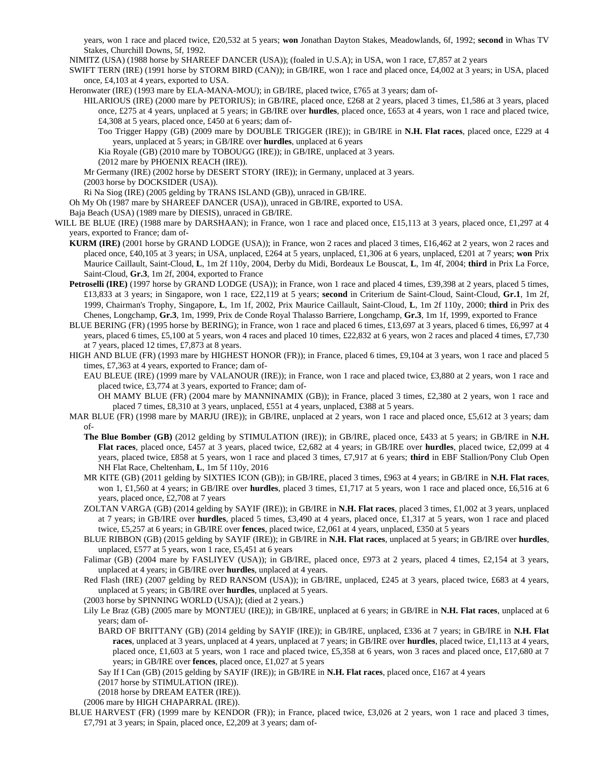years, won 1 race and placed twice, £20,532 at 5 years; **won** Jonathan Dayton Stakes, Meadowlands, 6f, 1992; **second** in Whas TV Stakes, Churchill Downs, 5f, 1992.

NIMITZ (USA) (1988 horse by SHAREEF DANCER (USA)); (foaled in U.S.A); in USA, won 1 race, £7,857 at 2 years

SWIFT TERN (IRE) (1991 horse by STORM BIRD (CAN)); in GB/IRE, won 1 race and placed once, £4,002 at 3 years; in USA, placed once, £4,103 at 4 years, exported to USA.

Heronwater (IRE) (1993 mare by ELA-MANA-MOU); in GB/IRE, placed twice, £765 at 3 years; dam of-

HILARIOUS (IRE) (2000 mare by PETORIUS); in GB/IRE, placed once, £268 at 2 years, placed 3 times, £1,586 at 3 years, placed once, £275 at 4 years, unplaced at 5 years; in GB/IRE over **hurdles**, placed once, £653 at 4 years, won 1 race and placed twice, £4,308 at 5 years, placed once, £450 at 6 years; dam of-

Too Trigger Happy (GB) (2009 mare by DOUBLE TRIGGER (IRE)); in GB/IRE in **N.H. Flat races**, placed once, £229 at 4 years, unplaced at 5 years; in GB/IRE over **hurdles**, unplaced at 6 years

Kia Royale (GB) (2010 mare by TOBOUGG (IRE)); in GB/IRE, unplaced at 3 years.

(2012 mare by PHOENIX REACH (IRE)).

Mr Germany (IRE) (2002 horse by DESERT STORY (IRE)); in Germany, unplaced at 3 years.

(2003 horse by DOCKSIDER (USA)).

Ri Na Siog (IRE) (2005 gelding by TRANS ISLAND (GB)), unraced in GB/IRE.

Oh My Oh (1987 mare by SHAREEF DANCER (USA)), unraced in GB/IRE, exported to USA.

Baja Beach (USA) (1989 mare by DIESIS), unraced in GB/IRE.

WILL BE BLUE (IRE) (1988 mare by DARSHAAN); in France, won 1 race and placed once, £15,113 at 3 years, placed once, £1,297 at 4 years, exported to France; dam of-

**KURM (IRE)** (2001 horse by GRAND LODGE (USA)); in France, won 2 races and placed 3 times, £16,462 at 2 years, won 2 races and placed once, £40,105 at 3 years; in USA, unplaced, £264 at 5 years, unplaced, £1,306 at 6 years, unplaced, £201 at 7 years; **won** Prix Maurice Caillault, Saint-Cloud, **L**, 1m 2f 110y, 2004, Derby du Midi, Bordeaux Le Bouscat, **L**, 1m 4f, 2004; **third** in Prix La Force, Saint-Cloud, **Gr.3**, 1m 2f, 2004, exported to France

**Petroselli (IRE)** (1997 horse by GRAND LODGE (USA)); in France, won 1 race and placed 4 times, £39,398 at 2 years, placed 5 times, £13,833 at 3 years; in Singapore, won 1 race, £22,119 at 5 years; **second** in Criterium de Saint-Cloud, Saint-Cloud, **Gr.1**, 1m 2f, 1999, Chairman's Trophy, Singapore, **L**, 1m 1f, 2002, Prix Maurice Caillault, Saint-Cloud, **L**, 1m 2f 110y, 2000; **third** in Prix des Chenes, Longchamp, **Gr.3**, 1m, 1999, Prix de Conde Royal Thalasso Barriere, Longchamp, **Gr.3**, 1m 1f, 1999, exported to France

BLUE BERING (FR) (1995 horse by BERING); in France, won 1 race and placed 6 times, £13,697 at 3 years, placed 6 times, £6,997 at 4 years, placed 6 times, £5,100 at 5 years, won 4 races and placed 10 times, £22,832 at 6 years, won 2 races and placed 4 times, £7,730 at 7 years, placed 12 times, £7,873 at 8 years.

HIGH AND BLUE (FR) (1993 mare by HIGHEST HONOR (FR)); in France, placed 6 times, £9,104 at 3 years, won 1 race and placed 5 times, £7,363 at 4 years, exported to France; dam of-

EAU BLEUE (IRE) (1999 mare by VALANOUR (IRE)); in France, won 1 race and placed twice, £3,880 at 2 years, won 1 race and placed twice, £3,774 at 3 years, exported to France; dam of-

OH MAMY BLUE (FR) (2004 mare by MANNINAMIX (GB)); in France, placed 3 times, £2,380 at 2 years, won 1 race and placed 7 times, £8,310 at 3 years, unplaced, £551 at 4 years, unplaced, £388 at 5 years.

MAR BLUE (FR) (1998 mare by MARJU (IRE)); in GB/IRE, unplaced at 2 years, won 1 race and placed once, £5,612 at 3 years; dam of-

**The Blue Bomber (GB)** (2012 gelding by STIMULATION (IRE)); in GB/IRE, placed once, £433 at 5 years; in GB/IRE in **N.H. Flat races**, placed once, £457 at 3 years, placed twice, £2,682 at 4 years; in GB/IRE over **hurdles**, placed twice, £2,099 at 4 years, placed twice, £858 at 5 years, won 1 race and placed 3 times, £7,917 at 6 years; **third** in EBF Stallion/Pony Club Open NH Flat Race, Cheltenham, **L**, 1m 5f 110y, 2016

MR KITE (GB) (2011 gelding by SIXTIES ICON (GB)); in GB/IRE, placed 3 times, £963 at 4 years; in GB/IRE in **N.H. Flat races**, won 1, £1,560 at 4 years; in GB/IRE over **hurdles**, placed 3 times, £1,717 at 5 years, won 1 race and placed once, £6,516 at 6 years, placed once, £2,708 at 7 years

ZOLTAN VARGA (GB) (2014 gelding by SAYIF (IRE)); in GB/IRE in **N.H. Flat races**, placed 3 times, £1,002 at 3 years, unplaced at 7 years; in GB/IRE over **hurdles**, placed 5 times, £3,490 at 4 years, placed once, £1,317 at 5 years, won 1 race and placed twice, £5,257 at 6 years; in GB/IRE over **fences**, placed twice, £2,061 at 4 years, unplaced, £350 at 5 years

BLUE RIBBON (GB) (2015 gelding by SAYIF (IRE)); in GB/IRE in **N.H. Flat races**, unplaced at 5 years; in GB/IRE over **hurdles**, unplaced, £577 at 5 years, won 1 race, £5,451 at 6 years

Falimar (GB) (2004 mare by FASLIYEV (USA)); in GB/IRE, placed once, £973 at 2 years, placed 4 times, £2,154 at 3 years, unplaced at 4 years; in GB/IRE over **hurdles**, unplaced at 4 years.

Red Flash (IRE) (2007 gelding by RED RANSOM (USA)); in GB/IRE, unplaced, £245 at 3 years, placed twice, £683 at 4 years, unplaced at 5 years; in GB/IRE over **hurdles**, unplaced at 5 years.

(2003 horse by SPINNING WORLD (USA)); (died at 2 years.)

Lily Le Braz (GB) (2005 mare by MONTJEU (IRE)); in GB/IRE, unplaced at 6 years; in GB/IRE in **N.H. Flat races**, unplaced at 6 years; dam of-

BARD OF BRITTANY (GB) (2014 gelding by SAYIF (IRE)); in GB/IRE, unplaced, £336 at 7 years; in GB/IRE in **N.H. Flat races**, unplaced at 3 years, unplaced at 4 years, unplaced at 7 years; in GB/IRE over **hurdles**, placed twice, £1,113 at 4 years, placed once, £1,603 at 5 years, won 1 race and placed twice, £5,358 at 6 years, won 3 races and placed once, £17,680 at 7 years; in GB/IRE over **fences**, placed once, £1,027 at 5 years

Say If I Can (GB) (2015 gelding by SAYIF (IRE)); in GB/IRE in **N.H. Flat races**, placed once, £167 at 4 years

(2017 horse by STIMULATION (IRE)).

(2018 horse by DREAM EATER (IRE)).

(2006 mare by HIGH CHAPARRAL (IRE)).

BLUE HARVEST (FR) (1999 mare by KENDOR (FR)); in France, placed twice, £3,026 at 2 years, won 1 race and placed 3 times, £7,791 at 3 years; in Spain, placed once, £2,209 at 3 years; dam of-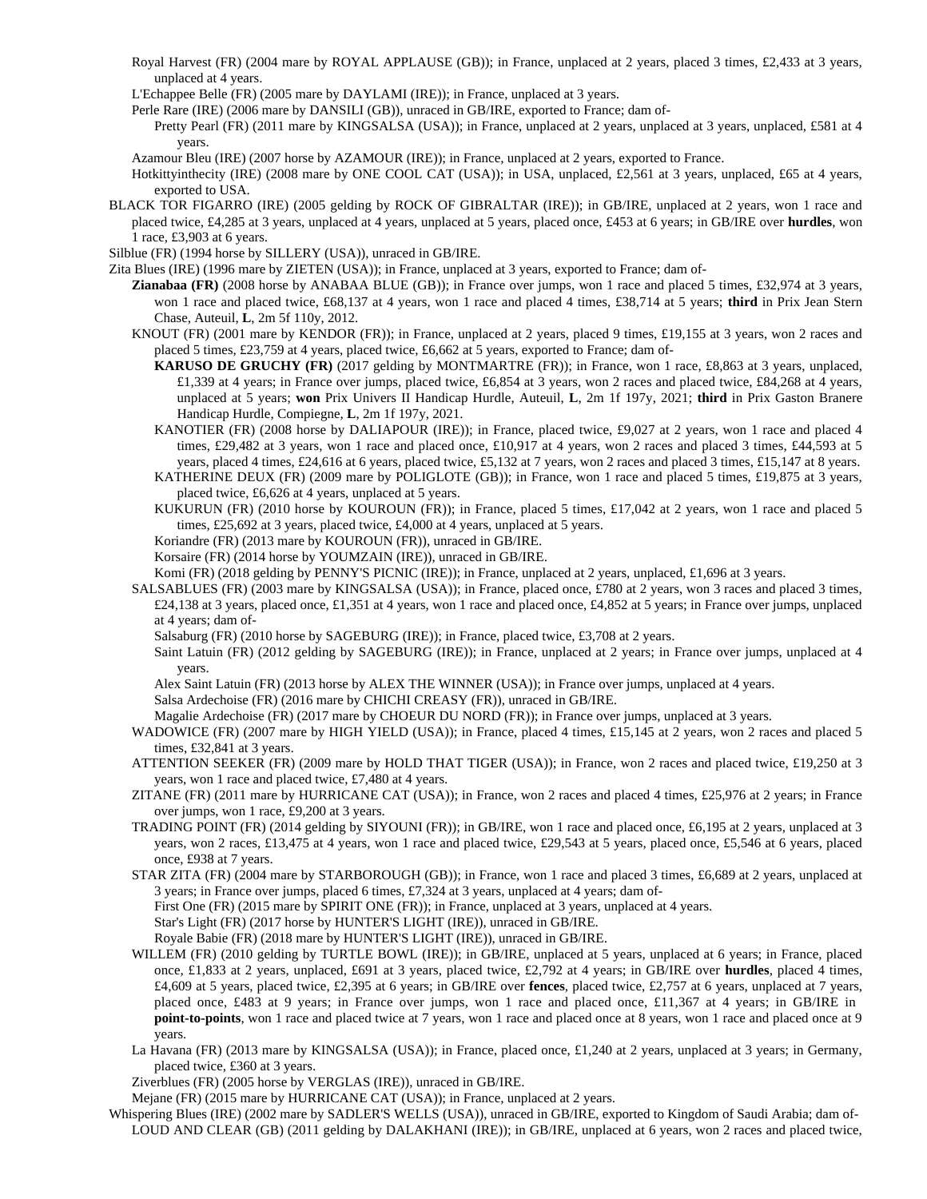Royal Harvest (FR) (2004 mare by ROYAL APPLAUSE (GB)); in France, unplaced at 2 years, placed 3 times, £2,433 at 3 years, unplaced at 4 years.

L'Echappee Belle (FR) (2005 mare by DAYLAMI (IRE)); in France, unplaced at 3 years.

Perle Rare (IRE) (2006 mare by DANSILI (GB)), unraced in GB/IRE, exported to France; dam of-

Pretty Pearl (FR) (2011 mare by KINGSALSA (USA)); in France, unplaced at 2 years, unplaced at 3 years, unplaced, £581 at 4 years.

Azamour Bleu (IRE) (2007 horse by AZAMOUR (IRE)); in France, unplaced at 2 years, exported to France.

Hotkittyinthecity (IRE) (2008 mare by ONE COOL CAT (USA)); in USA, unplaced, £2,561 at 3 years, unplaced, £65 at 4 years, exported to USA.

BLACK TOR FIGARRO (IRE) (2005 gelding by ROCK OF GIBRALTAR (IRE)); in GB/IRE, unplaced at 2 years, won 1 race and placed twice, £4,285 at 3 years, unplaced at 4 years, unplaced at 5 years, placed once, £453 at 6 years; in GB/IRE over **hurdles**, won 1 race, £3,903 at 6 years.

Silblue (FR) (1994 horse by SILLERY (USA)), unraced in GB/IRE.

Zita Blues (IRE) (1996 mare by ZIETEN (USA)); in France, unplaced at 3 years, exported to France; dam of-

**Zianabaa (FR)** (2008 horse by ANABAA BLUE (GB)); in France over jumps, won 1 race and placed 5 times, £32,974 at 3 years, won 1 race and placed twice, £68,137 at 4 years, won 1 race and placed 4 times, £38,714 at 5 years; **third** in Prix Jean Stern Chase, Auteuil, **L**, 2m 5f 110y, 2012.

KNOUT (FR) (2001 mare by KENDOR (FR)); in France, unplaced at 2 years, placed 9 times, £19,155 at 3 years, won 2 races and placed 5 times, £23,759 at 4 years, placed twice, £6,662 at 5 years, exported to France; dam of-

**KARUSO DE GRUCHY (FR)** (2017 gelding by MONTMARTRE (FR)); in France, won 1 race, £8,863 at 3 years, unplaced, £1,339 at 4 years; in France over jumps, placed twice, £6,854 at 3 years, won 2 races and placed twice, £84,268 at 4 years, unplaced at 5 years; **won** Prix Univers II Handicap Hurdle, Auteuil, **L**, 2m 1f 197y, 2021; **third** in Prix Gaston Branere Handicap Hurdle, Compiegne, **L**, 2m 1f 197y, 2021.

KANOTIER (FR) (2008 horse by DALIAPOUR (IRE)); in France, placed twice, £9,027 at 2 years, won 1 race and placed 4 times, £29,482 at 3 years, won 1 race and placed once, £10,917 at 4 years, won 2 races and placed 3 times, £44,593 at 5 years, placed 4 times, £24,616 at 6 years, placed twice, £5,132 at 7 years, won 2 races and placed 3 times, £15,147 at 8 years.

KATHERINE DEUX (FR) (2009 mare by POLIGLOTE (GB)); in France, won 1 race and placed 5 times, £19,875 at 3 years, placed twice, £6,626 at 4 years, unplaced at 5 years.

KUKURUN (FR) (2010 horse by KOUROUN (FR)); in France, placed 5 times, £17,042 at 2 years, won 1 race and placed 5 times, £25,692 at 3 years, placed twice, £4,000 at 4 years, unplaced at 5 years.

Koriandre (FR) (2013 mare by KOUROUN (FR)), unraced in GB/IRE.

Korsaire (FR) (2014 horse by YOUMZAIN (IRE)), unraced in GB/IRE.

Komi (FR) (2018 gelding by PENNY'S PICNIC (IRE)); in France, unplaced at 2 years, unplaced, £1,696 at 3 years.

SALSABLUES (FR) (2003 mare by KINGSALSA (USA)); in France, placed once, £780 at 2 years, won 3 races and placed 3 times, £24,138 at 3 years, placed once, £1,351 at 4 years, won 1 race and placed once, £4,852 at 5 years; in France over jumps, unplaced at 4 years; dam of-

Salsaburg (FR) (2010 horse by SAGEBURG (IRE)); in France, placed twice, £3,708 at 2 years.

Saint Latuin (FR) (2012 gelding by SAGEBURG (IRE)); in France, unplaced at 2 years; in France over jumps, unplaced at 4 years.

Alex Saint Latuin (FR) (2013 horse by ALEX THE WINNER (USA)); in France over jumps, unplaced at 4 years.

Salsa Ardechoise (FR) (2016 mare by CHICHI CREASY (FR)), unraced in GB/IRE.

Magalie Ardechoise (FR) (2017 mare by CHOEUR DU NORD (FR)); in France over jumps, unplaced at 3 years.

WADOWICE (FR) (2007 mare by HIGH YIELD (USA)); in France, placed 4 times, £15,145 at 2 years, won 2 races and placed 5 times, £32,841 at 3 years.

ATTENTION SEEKER (FR) (2009 mare by HOLD THAT TIGER (USA)); in France, won 2 races and placed twice, £19,250 at 3 years, won 1 race and placed twice, £7,480 at 4 years.

ZITANE (FR) (2011 mare by HURRICANE CAT (USA)); in France, won 2 races and placed 4 times, £25,976 at 2 years; in France over jumps, won 1 race, £9,200 at 3 years.

TRADING POINT (FR) (2014 gelding by SIYOUNI (FR)); in GB/IRE, won 1 race and placed once, £6,195 at 2 years, unplaced at 3 years, won 2 races, £13,475 at 4 years, won 1 race and placed twice, £29,543 at 5 years, placed once, £5,546 at 6 years, placed once, £938 at 7 years.

STAR ZITA (FR) (2004 mare by STARBOROUGH (GB)); in France, won 1 race and placed 3 times, £6,689 at 2 years, unplaced at 3 years; in France over jumps, placed 6 times, £7,324 at 3 years, unplaced at 4 years; dam of-

First One (FR) (2015 mare by SPIRIT ONE (FR)); in France, unplaced at 3 years, unplaced at 4 years.

Star's Light (FR) (2017 horse by HUNTER'S LIGHT (IRE)), unraced in GB/IRE.

Royale Babie (FR) (2018 mare by HUNTER'S LIGHT (IRE)), unraced in GB/IRE.

WILLEM (FR) (2010 gelding by TURTLE BOWL (IRE)); in GB/IRE, unplaced at 5 years, unplaced at 6 years; in France, placed once, £1,833 at 2 years, unplaced, £691 at 3 years, placed twice, £2,792 at 4 years; in GB/IRE over **hurdles**, placed 4 times, £4,609 at 5 years, placed twice, £2,395 at 6 years; in GB/IRE over **fences**, placed twice, £2,757 at 6 years, unplaced at 7 years, placed once, £483 at 9 years; in France over jumps, won 1 race and placed once, £11,367 at 4 years; in GB/IRE in **point-to-points**, won 1 race and placed twice at 7 years, won 1 race and placed once at 8 years, won 1 race and placed once at 9 years.

La Havana (FR) (2013 mare by KINGSALSA (USA)); in France, placed once, £1,240 at 2 years, unplaced at 3 years; in Germany, placed twice, £360 at 3 years.

Ziverblues (FR) (2005 horse by VERGLAS (IRE)), unraced in GB/IRE.

Mejane (FR) (2015 mare by HURRICANE CAT (USA)); in France, unplaced at 2 years.

Whispering Blues (IRE) (2002 mare by SADLER'S WELLS (USA)), unraced in GB/IRE, exported to Kingdom of Saudi Arabia; dam of-

LOUD AND CLEAR (GB) (2011 gelding by DALAKHANI (IRE)); in GB/IRE, unplaced at 6 years, won 2 races and placed twice,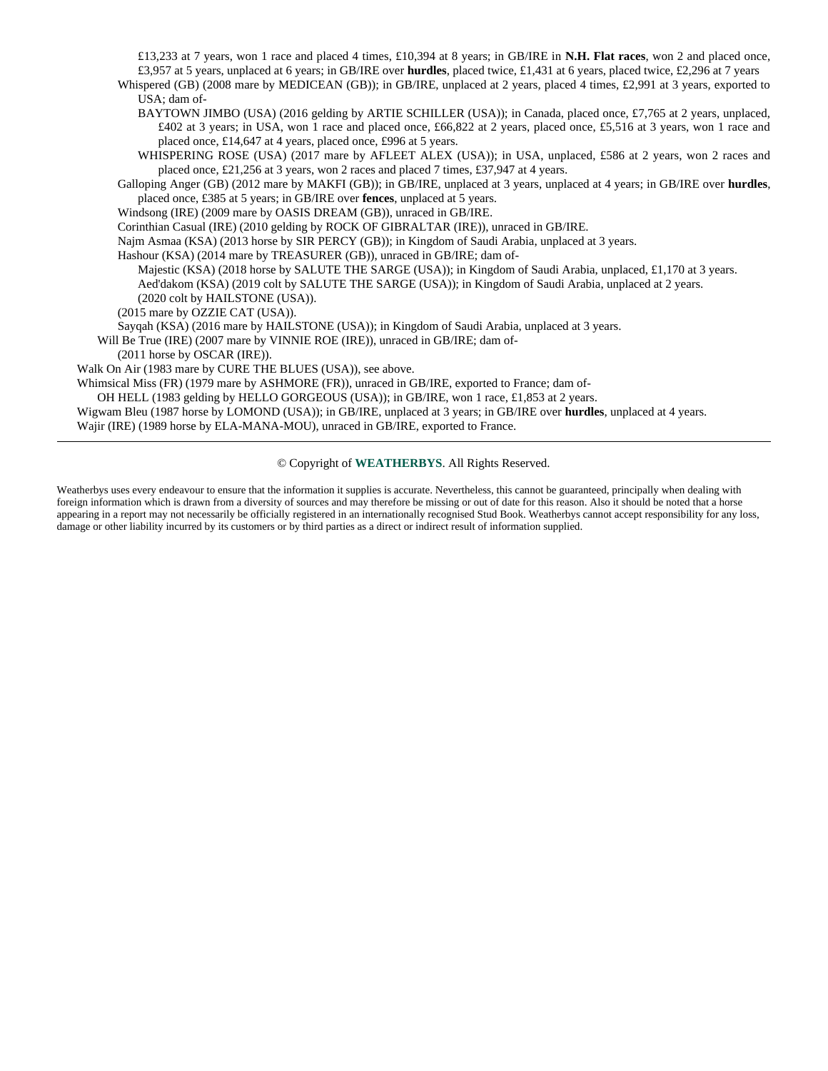£13,233 at 7 years, won 1 race and placed 4 times, £10,394 at 8 years; in GB/IRE in **N.H. Flat races**, won 2 and placed once, £3,957 at 5 years, unplaced at 6 years; in GB/IRE over **hurdles**, placed twice, £1,431 at 6 years, placed twice, £2,296 at 7 years

Whispered (GB) (2008 mare by MEDICEAN (GB)); in GB/IRE, unplaced at 2 years, placed 4 times, £2,991 at 3 years, exported to USA; dam of-

BAYTOWN JIMBO (USA) (2016 gelding by ARTIE SCHILLER (USA)); in Canada, placed once, £7,765 at 2 years, unplaced, £402 at 3 years; in USA, won 1 race and placed once, £66,822 at 2 years, placed once, £5,516 at 3 years, won 1 race and placed once, £14,647 at 4 years, placed once, £996 at 5 years.

WHISPERING ROSE (USA) (2017 mare by AFLEET ALEX (USA)); in USA, unplaced, £586 at 2 years, won 2 races and placed once, £21,256 at 3 years, won 2 races and placed 7 times, £37,947 at 4 years.

Galloping Anger (GB) (2012 mare by MAKFI (GB)); in GB/IRE, unplaced at 3 years, unplaced at 4 years; in GB/IRE over **hurdles**, placed once, £385 at 5 years; in GB/IRE over **fences**, unplaced at 5 years.

Windsong (IRE) (2009 mare by OASIS DREAM (GB)), unraced in GB/IRE.

Corinthian Casual (IRE) (2010 gelding by ROCK OF GIBRALTAR (IRE)), unraced in GB/IRE.

Najm Asmaa (KSA) (2013 horse by SIR PERCY (GB)); in Kingdom of Saudi Arabia, unplaced at 3 years.

Hashour (KSA) (2014 mare by TREASURER (GB)), unraced in GB/IRE; dam of-

Majestic (KSA) (2018 horse by SALUTE THE SARGE (USA)); in Kingdom of Saudi Arabia, unplaced, £1,170 at 3 years.

Aed'dakom (KSA) (2019 colt by SALUTE THE SARGE (USA)); in Kingdom of Saudi Arabia, unplaced at 2 years.

(2020 colt by HAILSTONE (USA)).

(2015 mare by OZZIE CAT (USA)).

Sayqah (KSA) (2016 mare by HAILSTONE (USA)); in Kingdom of Saudi Arabia, unplaced at 3 years.

Will Be True (IRE) (2007 mare by VINNIE ROE (IRE)), unraced in GB/IRE; dam of-

(2011 horse by OSCAR (IRE)).

Walk On Air (1983 mare by CURE THE BLUES (USA)), see above.

Whimsical Miss (FR) (1979 mare by ASHMORE (FR)), unraced in GB/IRE, exported to France; dam of-

OH HELL (1983 gelding by HELLO GORGEOUS (USA)); in GB/IRE, won 1 race, £1,853 at 2 years.

Wigwam Bleu (1987 horse by LOMOND (USA)); in GB/IRE, unplaced at 3 years; in GB/IRE over **hurdles**, unplaced at 4 years.

Wajir (IRE) (1989 horse by ELA-MANA-MOU), unraced in GB/IRE, exported to France.

---

© Copyright of **WEATHERBYS**. All Rights Reserved.

Weatherbys uses every endeavour to ensure that the information it supplies is accurate. Nevertheless, this cannot be guaranteed, principally when dealing with foreign information which is drawn from a diversity of sources and may therefore be missing or out of date for this reason. Also it should be noted that a horse appearing in a report may not necessarily be officially registered in an internationally recognised Stud Book. Weatherbys cannot accept responsibility for any loss, damage or other liability incurred by its customers or by third parties as a direct or indirect result of information supplied.